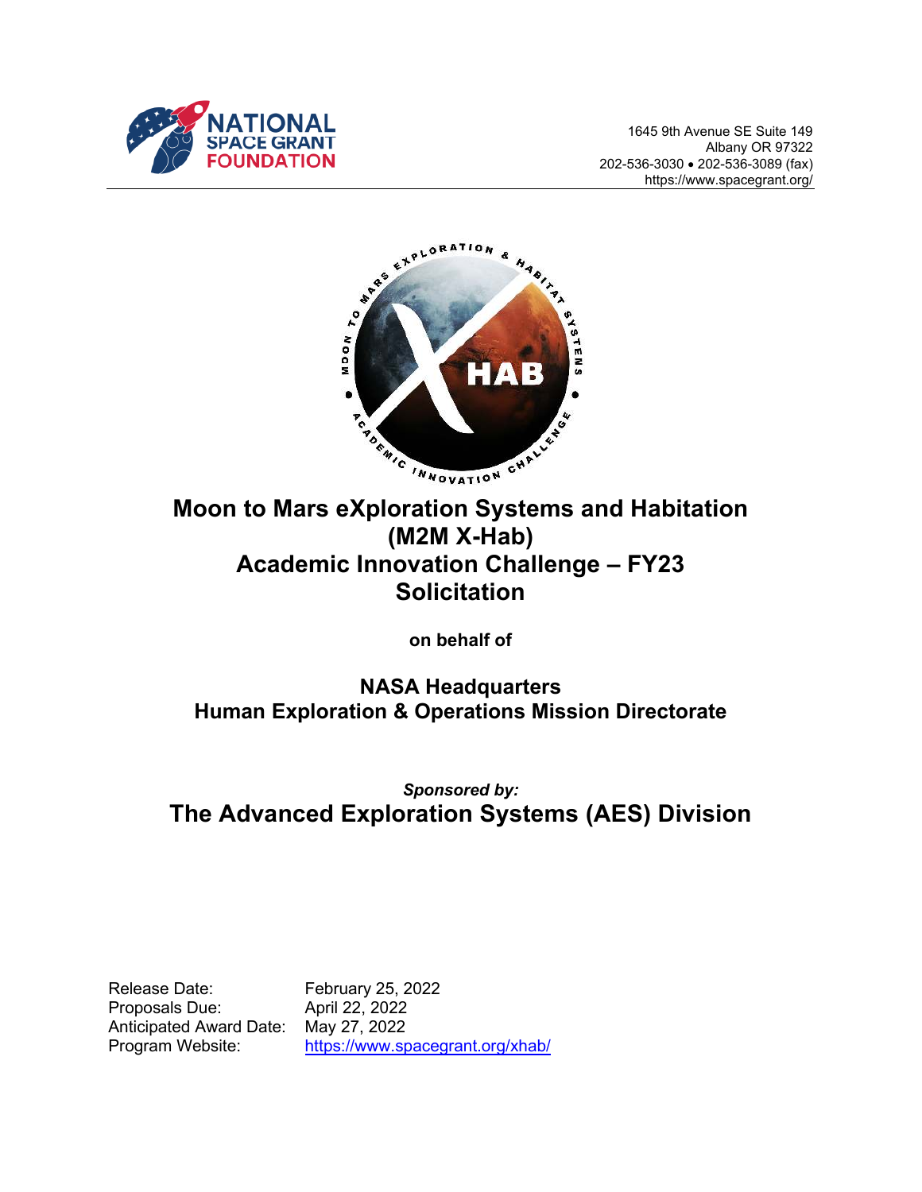NATIONAL SPACE GRANT FOUNDATION

1645 9th Avenue SE Suite 149
Albany OR 97322
202-536-3030 • 202-536-3089 (fax)
https://www.spacegrant.org/

# Moon to Mars eXploration Systems and Habitation (M2M X-Hab) Academic Innovation Challenge – FY23 Solicitation

**on behalf of**

## NASA Headquarters
## Human Exploration & Operations Mission Directorate

***Sponsored by:***

## The Advanced Exploration Systems (AES) Division

| | |
|---|---|
| Release Date: | February 25, 2022 |
| Proposals Due: | April 22, 2022 |
| Anticipated Award Date: | May 27, 2022 |
| Program Website: | https://www.spacegrant.org/xhab/ |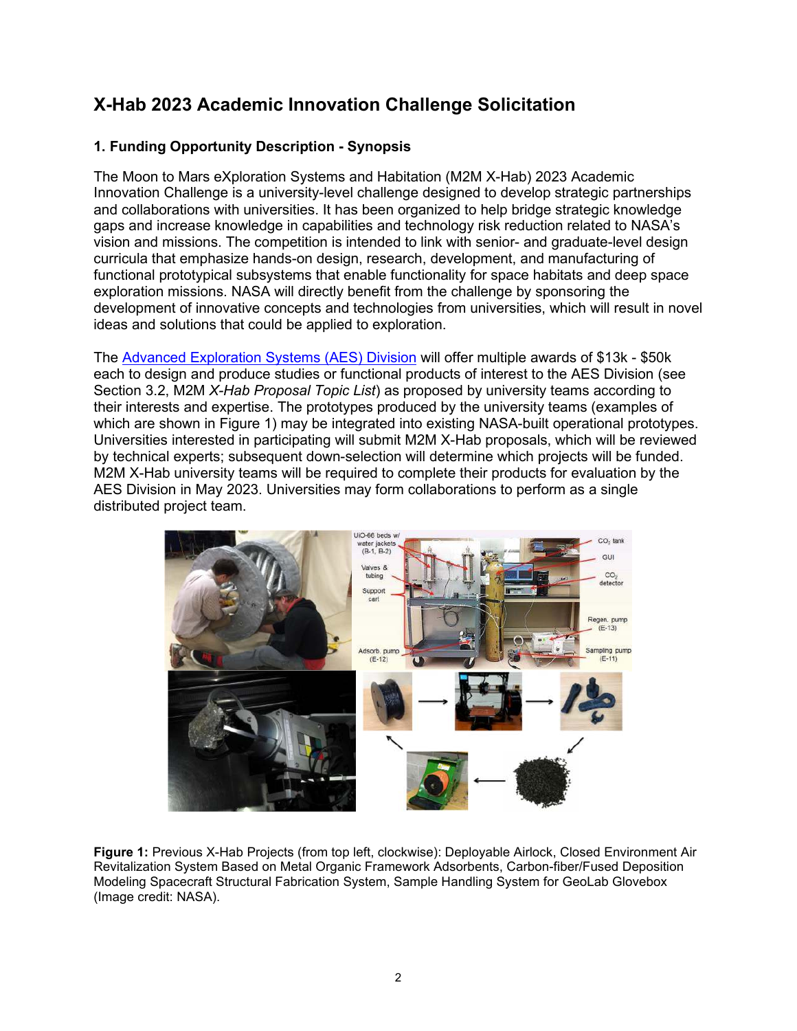# X-Hab 2023 Academic Innovation Challenge Solicitation

## 1. Funding Opportunity Description - Synopsis

The Moon to Mars eXploration Systems and Habitation (M2M X-Hab) 2023 Academic Innovation Challenge is a university-level challenge designed to develop strategic partnerships and collaborations with universities. It has been organized to help bridge strategic knowledge gaps and increase knowledge in capabilities and technology risk reduction related to NASA's vision and missions. The competition is intended to link with senior- and graduate-level design curricula that emphasize hands-on design, research, development, and manufacturing of functional prototypical subsystems that enable functionality for space habitats and deep space exploration missions. NASA will directly benefit from the challenge by sponsoring the development of innovative concepts and technologies from universities, which will result in novel ideas and solutions that could be applied to exploration.

The Advanced Exploration Systems (AES) Division will offer multiple awards of $13k - $50k each to design and produce studies or functional products of interest to the AES Division (see Section 3.2, M2M *X-Hab Proposal Topic List*) as proposed by university teams according to their interests and expertise. The prototypes produced by the university teams (examples of which are shown in Figure 1) may be integrated into existing NASA-built operational prototypes. Universities interested in participating will submit M2M X-Hab proposals, which will be reviewed by technical experts; subsequent down-selection will determine which projects will be funded. M2M X-Hab university teams will be required to complete their products for evaluation by the AES Division in May 2023. Universities may form collaborations to perform as a single distributed project team.

**Figure 1:** Previous X-Hab Projects (from top left, clockwise): Deployable Airlock, Closed Environment Air Revitalization System Based on Metal Organic Framework Adsorbents, Carbon-fiber/Fused Deposition Modeling Spacecraft Structural Fabrication System, Sample Handling System for GeoLab Glovebox (Image credit: NASA).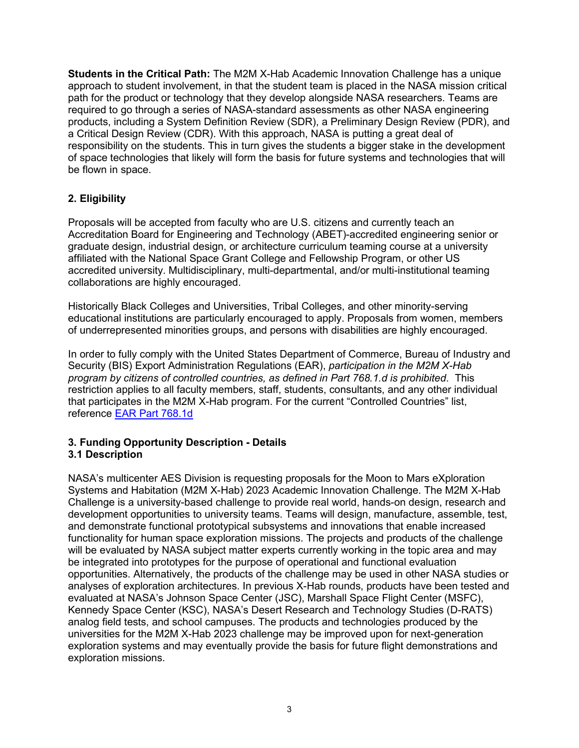**Students in the Critical Path:** The M2M X-Hab Academic Innovation Challenge has a unique approach to student involvement, in that the student team is placed in the NASA mission critical path for the product or technology that they develop alongside NASA researchers. Teams are required to go through a series of NASA-standard assessments as other NASA engineering products, including a System Definition Review (SDR), a Preliminary Design Review (PDR), and a Critical Design Review (CDR). With this approach, NASA is putting a great deal of responsibility on the students. This in turn gives the students a bigger stake in the development of space technologies that likely will form the basis for future systems and technologies that will be flown in space.

## 2. Eligibility

Proposals will be accepted from faculty who are U.S. citizens and currently teach an Accreditation Board for Engineering and Technology (ABET)-accredited engineering senior or graduate design, industrial design, or architecture curriculum teaming course at a university affiliated with the National Space Grant College and Fellowship Program, or other US accredited university. Multidisciplinary, multi-departmental, and/or multi-institutional teaming collaborations are highly encouraged.

Historically Black Colleges and Universities, Tribal Colleges, and other minority-serving educational institutions are particularly encouraged to apply. Proposals from women, members of underrepresented minorities groups, and persons with disabilities are highly encouraged.

In order to fully comply with the United States Department of Commerce, Bureau of Industry and Security (BIS) Export Administration Regulations (EAR), *participation in the M2M X-Hab program by citizens of controlled countries, as defined in Part 768.1.d is prohibited*. This restriction applies to all faculty members, staff, students, consultants, and any other individual that participates in the M2M X-Hab program. For the current "Controlled Countries" list, reference [EAR Part 768.1d]

## 3. Funding Opportunity Description - Details

### 3.1 Description

NASA's multicenter AES Division is requesting proposals for the Moon to Mars eXploration Systems and Habitation (M2M X-Hab) 2023 Academic Innovation Challenge. The M2M X-Hab Challenge is a university-based challenge to provide real world, hands-on design, research and development opportunities to university teams. Teams will design, manufacture, assemble, test, and demonstrate functional prototypical subsystems and innovations that enable increased functionality for human space exploration missions. The projects and products of the challenge will be evaluated by NASA subject matter experts currently working in the topic area and may be integrated into prototypes for the purpose of operational and functional evaluation opportunities. Alternatively, the products of the challenge may be used in other NASA studies or analyses of exploration architectures. In previous X-Hab rounds, products have been tested and evaluated at NASA's Johnson Space Center (JSC), Marshall Space Flight Center (MSFC), Kennedy Space Center (KSC), NASA's Desert Research and Technology Studies (D-RATS) analog field tests, and school campuses. The products and technologies produced by the universities for the M2M X-Hab 2023 challenge may be improved upon for next-generation exploration systems and may eventually provide the basis for future flight demonstrations and exploration missions.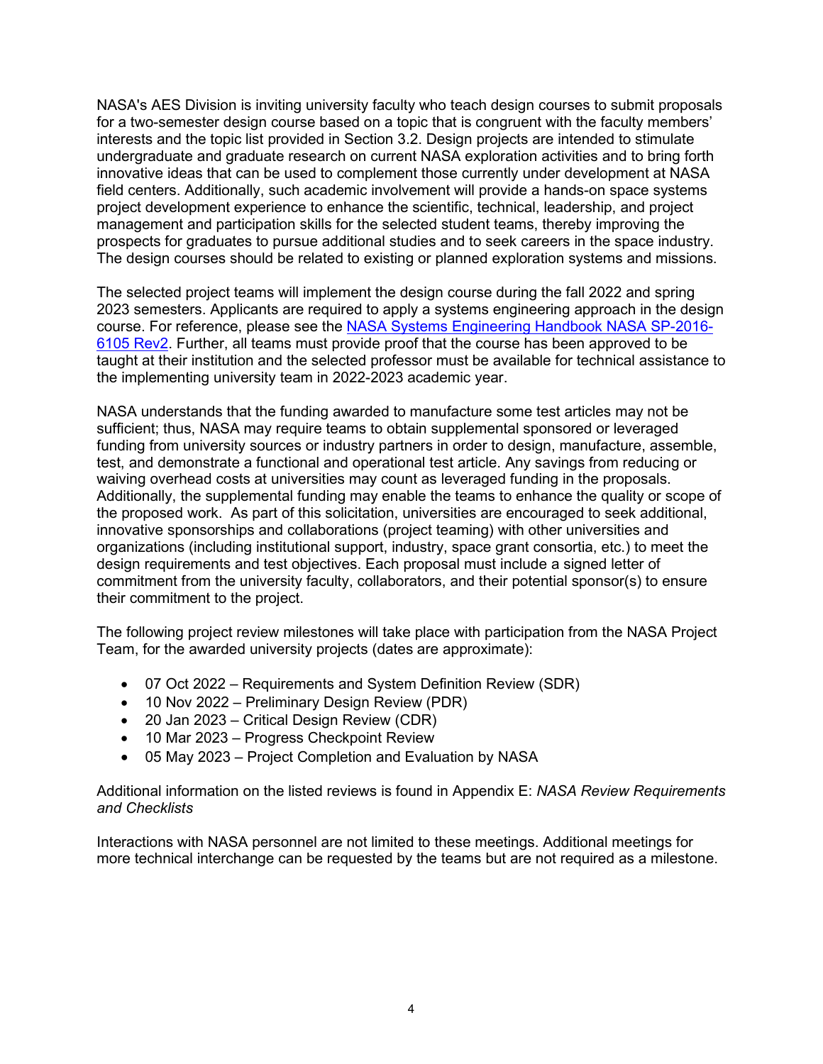NASA's AES Division is inviting university faculty who teach design courses to submit proposals for a two-semester design course based on a topic that is congruent with the faculty members' interests and the topic list provided in Section 3.2. Design projects are intended to stimulate undergraduate and graduate research on current NASA exploration activities and to bring forth innovative ideas that can be used to complement those currently under development at NASA field centers. Additionally, such academic involvement will provide a hands-on space systems project development experience to enhance the scientific, technical, leadership, and project management and participation skills for the selected student teams, thereby improving the prospects for graduates to pursue additional studies and to seek careers in the space industry. The design courses should be related to existing or planned exploration systems and missions.

The selected project teams will implement the design course during the fall 2022 and spring 2023 semesters. Applicants are required to apply a systems engineering approach in the design course. For reference, please see the [NASA Systems Engineering Handbook NASA SP-2016-6105 Rev2](). Further, all teams must provide proof that the course has been approved to be taught at their institution and the selected professor must be available for technical assistance to the implementing university team in 2022-2023 academic year.

NASA understands that the funding awarded to manufacture some test articles may not be sufficient; thus, NASA may require teams to obtain supplemental sponsored or leveraged funding from university sources or industry partners in order to design, manufacture, assemble, test, and demonstrate a functional and operational test article. Any savings from reducing or waiving overhead costs at universities may count as leveraged funding in the proposals. Additionally, the supplemental funding may enable the teams to enhance the quality or scope of the proposed work. As part of this solicitation, universities are encouraged to seek additional, innovative sponsorships and collaborations (project teaming) with other universities and organizations (including institutional support, industry, space grant consortia, etc.) to meet the design requirements and test objectives. Each proposal must include a signed letter of commitment from the university faculty, collaborators, and their potential sponsor(s) to ensure their commitment to the project.

The following project review milestones will take place with participation from the NASA Project Team, for the awarded university projects (dates are approximate):

- 07 Oct 2022 – Requirements and System Definition Review (SDR)
- 10 Nov 2022 – Preliminary Design Review (PDR)
- 20 Jan 2023 – Critical Design Review (CDR)
- 10 Mar 2023 – Progress Checkpoint Review
- 05 May 2023 – Project Completion and Evaluation by NASA

Additional information on the listed reviews is found in Appendix E: *NASA Review Requirements and Checklists*

Interactions with NASA personnel are not limited to these meetings. Additional meetings for more technical interchange can be requested by the teams but are not required as a milestone.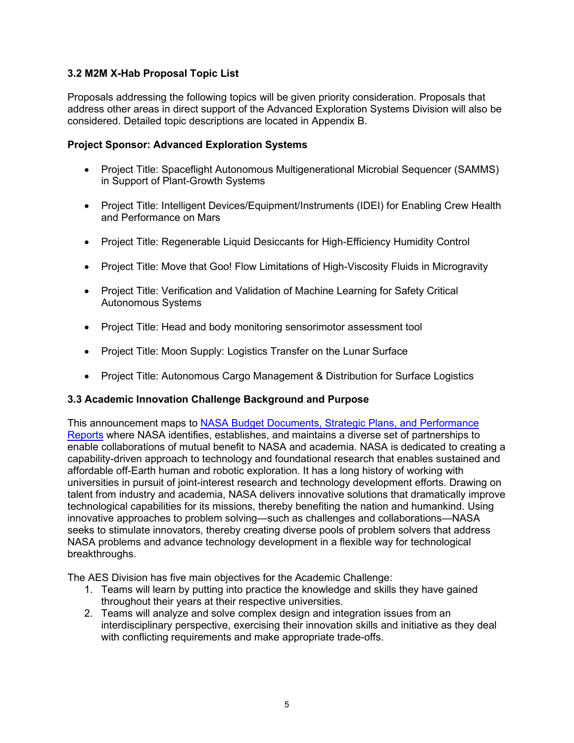### 3.2 M2M X-Hab Proposal Topic List

Proposals addressing the following topics will be given priority consideration. Proposals that address other areas in direct support of the Advanced Exploration Systems Division will also be considered. Detailed topic descriptions are located in Appendix B.

**Project Sponsor: Advanced Exploration Systems**

- Project Title: Spaceflight Autonomous Multigenerational Microbial Sequencer (SAMMS) in Support of Plant-Growth Systems
- Project Title: Intelligent Devices/Equipment/Instruments (IDEI) for Enabling Crew Health and Performance on Mars
- Project Title: Regenerable Liquid Desiccants for High-Efficiency Humidity Control
- Project Title: Move that Goo! Flow Limitations of High-Viscosity Fluids in Microgravity
- Project Title: Verification and Validation of Machine Learning for Safety Critical Autonomous Systems
- Project Title: Head and body monitoring sensorimotor assessment tool
- Project Title: Moon Supply: Logistics Transfer on the Lunar Surface
- Project Title: Autonomous Cargo Management & Distribution for Surface Logistics

### 3.3 Academic Innovation Challenge Background and Purpose

This announcement maps to NASA Budget Documents, Strategic Plans, and Performance Reports where NASA identifies, establishes, and maintains a diverse set of partnerships to enable collaborations of mutual benefit to NASA and academia. NASA is dedicated to creating a capability-driven approach to technology and foundational research that enables sustained and affordable off-Earth human and robotic exploration. It has a long history of working with universities in pursuit of joint-interest research and technology development efforts. Drawing on talent from industry and academia, NASA delivers innovative solutions that dramatically improve technological capabilities for its missions, thereby benefiting the nation and humankind. Using innovative approaches to problem solving—such as challenges and collaborations—NASA seeks to stimulate innovators, thereby creating diverse pools of problem solvers that address NASA problems and advance technology development in a flexible way for technological breakthroughs.

The AES Division has five main objectives for the Academic Challenge:

1. Teams will learn by putting into practice the knowledge and skills they have gained throughout their years at their respective universities.
2. Teams will analyze and solve complex design and integration issues from an interdisciplinary perspective, exercising their innovation skills and initiative as they deal with conflicting requirements and make appropriate trade-offs.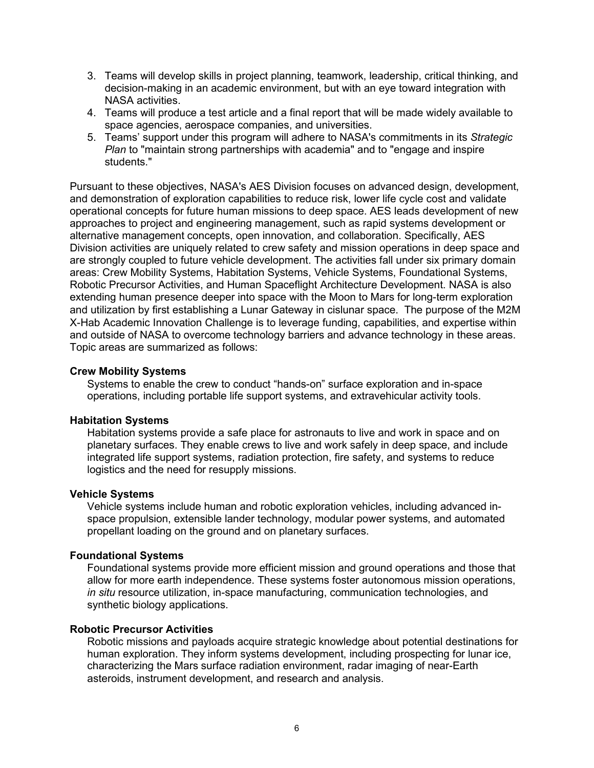3. Teams will develop skills in project planning, teamwork, leadership, critical thinking, and decision-making in an academic environment, but with an eye toward integration with NASA activities.
4. Teams will produce a test article and a final report that will be made widely available to space agencies, aerospace companies, and universities.
5. Teams' support under this program will adhere to NASA's commitments in its *Strategic Plan* to "maintain strong partnerships with academia" and to "engage and inspire students."

Pursuant to these objectives, NASA's AES Division focuses on advanced design, development, and demonstration of exploration capabilities to reduce risk, lower life cycle cost and validate operational concepts for future human missions to deep space. AES leads development of new approaches to project and engineering management, such as rapid systems development or alternative management concepts, open innovation, and collaboration. Specifically, AES Division activities are uniquely related to crew safety and mission operations in deep space and are strongly coupled to future vehicle development. The activities fall under six primary domain areas: Crew Mobility Systems, Habitation Systems, Vehicle Systems, Foundational Systems, Robotic Precursor Activities, and Human Spaceflight Architecture Development. NASA is also extending human presence deeper into space with the Moon to Mars for long-term exploration and utilization by first establishing a Lunar Gateway in cislunar space. The purpose of the M2M X-Hab Academic Innovation Challenge is to leverage funding, capabilities, and expertise within and outside of NASA to overcome technology barriers and advance technology in these areas. Topic areas are summarized as follows:

**Crew Mobility Systems**

Systems to enable the crew to conduct "hands-on" surface exploration and in-space operations, including portable life support systems, and extravehicular activity tools.

**Habitation Systems**

Habitation systems provide a safe place for astronauts to live and work in space and on planetary surfaces. They enable crews to live and work safely in deep space, and include integrated life support systems, radiation protection, fire safety, and systems to reduce logistics and the need for resupply missions.

**Vehicle Systems**

Vehicle systems include human and robotic exploration vehicles, including advanced in-space propulsion, extensible lander technology, modular power systems, and automated propellant loading on the ground and on planetary surfaces.

**Foundational Systems**

Foundational systems provide more efficient mission and ground operations and those that allow for more earth independence. These systems foster autonomous mission operations, *in situ* resource utilization, in-space manufacturing, communication technologies, and synthetic biology applications.

**Robotic Precursor Activities**

Robotic missions and payloads acquire strategic knowledge about potential destinations for human exploration. They inform systems development, including prospecting for lunar ice, characterizing the Mars surface radiation environment, radar imaging of near-Earth asteroids, instrument development, and research and analysis.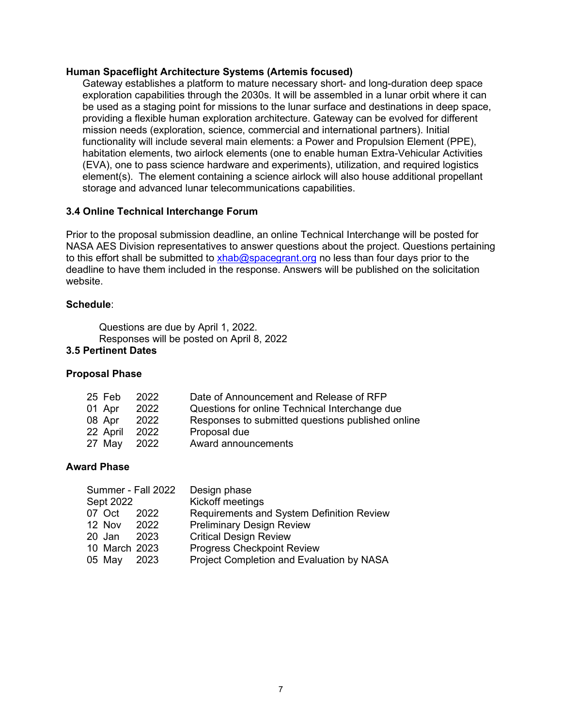**Human Spaceflight Architecture Systems (Artemis focused)**

Gateway establishes a platform to mature necessary short- and long-duration deep space exploration capabilities through the 2030s. It will be assembled in a lunar orbit where it can be used as a staging point for missions to the lunar surface and destinations in deep space, providing a flexible human exploration architecture. Gateway can be evolved for different mission needs (exploration, science, commercial and international partners). Initial functionality will include several main elements: a Power and Propulsion Element (PPE), habitation elements, two airlock elements (one to enable human Extra-Vehicular Activities (EVA), one to pass science hardware and experiments), utilization, and required logistics element(s). The element containing a science airlock will also house additional propellant storage and advanced lunar telecommunications capabilities.

### 3.4 Online Technical Interchange Forum

Prior to the proposal submission deadline, an online Technical Interchange will be posted for NASA AES Division representatives to answer questions about the project. Questions pertaining to this effort shall be submitted to xhab@spacegrant.org no less than four days prior to the deadline to have them included in the response. Answers will be published on the solicitation website.

**Schedule**:

Questions are due by April 1, 2022.
Responses will be posted on April 8, 2022

### 3.5 Pertinent Dates

**Proposal Phase**

| Date | Event |
|---|---|
| 25 Feb 2022 | Date of Announcement and Release of RFP |
| 01 Apr 2022 | Questions for online Technical Interchange due |
| 08 Apr 2022 | Responses to submitted questions published online |
| 22 April 2022 | Proposal due |
| 27 May 2022 | Award announcements |

**Award Phase**

| Date | Event |
|---|---|
| Summer - Fall 2022 | Design phase |
| Sept 2022 | Kickoff meetings |
| 07 Oct 2022 | Requirements and System Definition Review |
| 12 Nov 2022 | Preliminary Design Review |
| 20 Jan 2023 | Critical Design Review |
| 10 March 2023 | Progress Checkpoint Review |
| 05 May 2023 | Project Completion and Evaluation by NASA |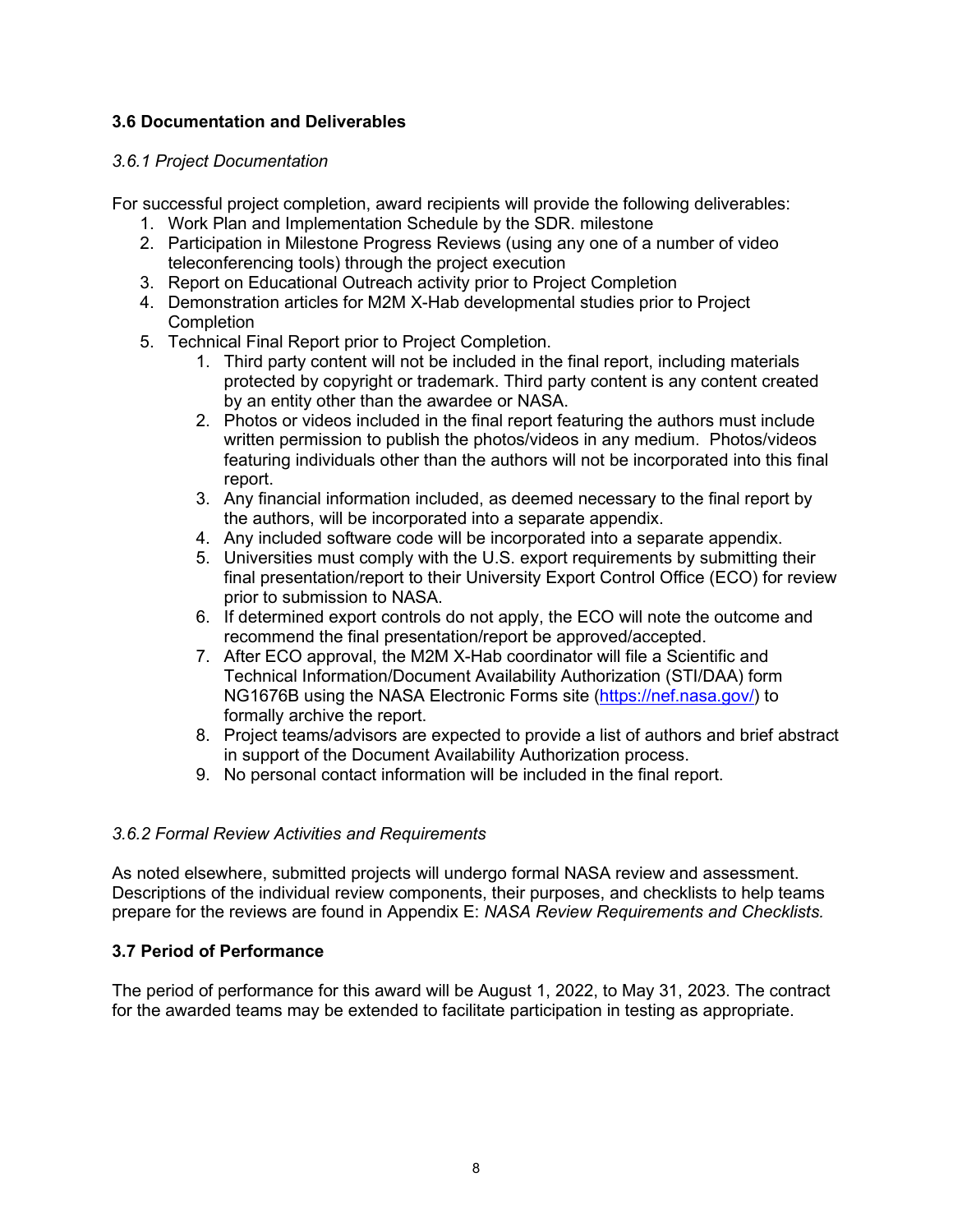### 3.6 Documentation and Deliverables

*3.6.1 Project Documentation*

For successful project completion, award recipients will provide the following deliverables:

1. Work Plan and Implementation Schedule by the SDR. milestone
2. Participation in Milestone Progress Reviews (using any one of a number of video teleconferencing tools) through the project execution
3. Report on Educational Outreach activity prior to Project Completion
4. Demonstration articles for M2M X-Hab developmental studies prior to Project Completion
5. Technical Final Report prior to Project Completion.
    1. Third party content will not be included in the final report, including materials protected by copyright or trademark. Third party content is any content created by an entity other than the awardee or NASA.
    2. Photos or videos included in the final report featuring the authors must include written permission to publish the photos/videos in any medium. Photos/videos featuring individuals other than the authors will not be incorporated into this final report.
    3. Any financial information included, as deemed necessary to the final report by the authors, will be incorporated into a separate appendix.
    4. Any included software code will be incorporated into a separate appendix.
    5. Universities must comply with the U.S. export requirements by submitting their final presentation/report to their University Export Control Office (ECO) for review prior to submission to NASA.
    6. If determined export controls do not apply, the ECO will note the outcome and recommend the final presentation/report be approved/accepted.
    7. After ECO approval, the M2M X-Hab coordinator will file a Scientific and Technical Information/Document Availability Authorization (STI/DAA) form NG1676B using the NASA Electronic Forms site (https://nef.nasa.gov/) to formally archive the report.
    8. Project teams/advisors are expected to provide a list of authors and brief abstract in support of the Document Availability Authorization process.
    9. No personal contact information will be included in the final report.

*3.6.2 Formal Review Activities and Requirements*

As noted elsewhere, submitted projects will undergo formal NASA review and assessment. Descriptions of the individual review components, their purposes, and checklists to help teams prepare for the reviews are found in Appendix E: *NASA Review Requirements and Checklists.*

### 3.7 Period of Performance

The period of performance for this award will be August 1, 2022, to May 31, 2023. The contract for the awarded teams may be extended to facilitate participation in testing as appropriate.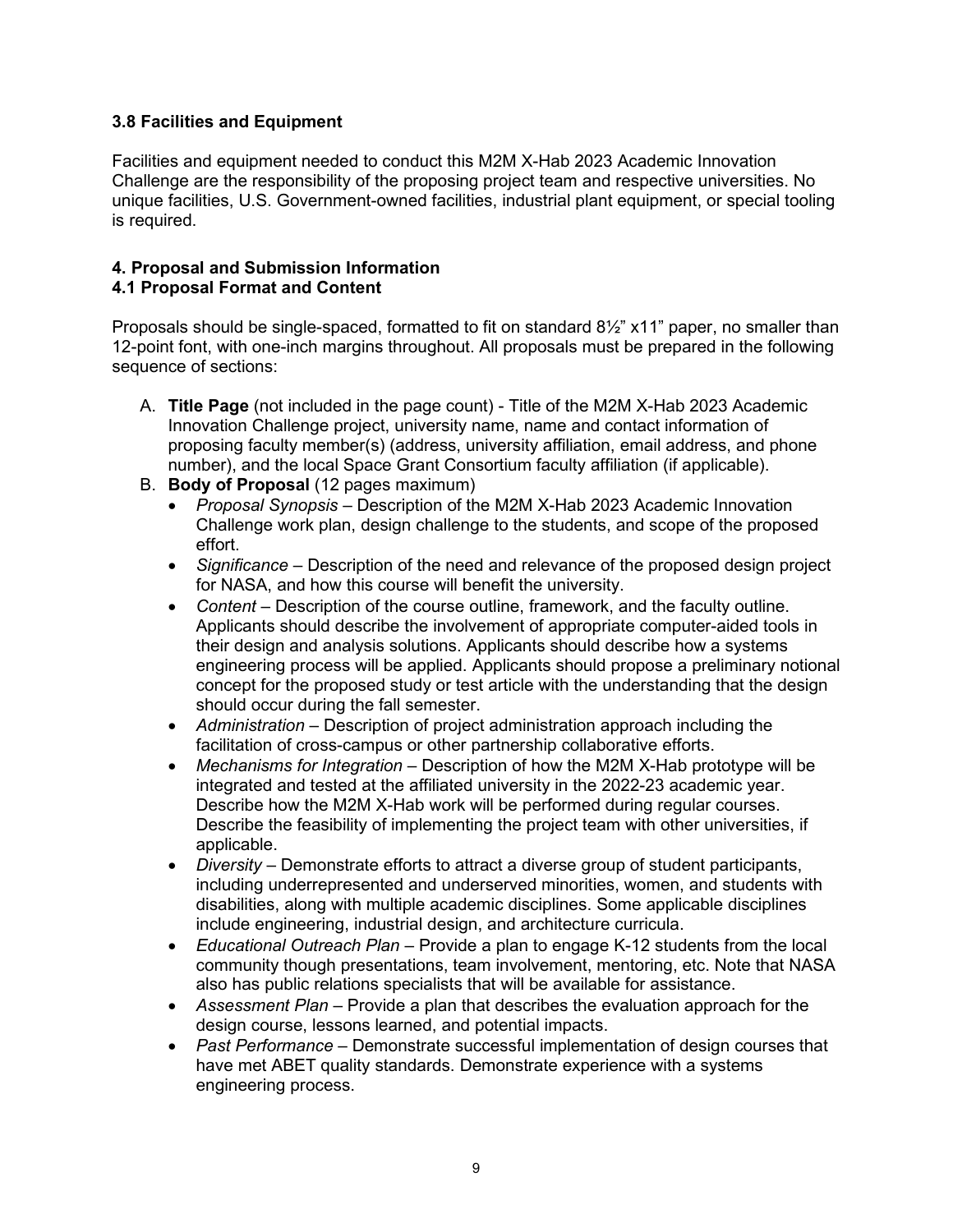### 3.8 Facilities and Equipment

Facilities and equipment needed to conduct this M2M X-Hab 2023 Academic Innovation Challenge are the responsibility of the proposing project team and respective universities. No unique facilities, U.S. Government-owned facilities, industrial plant equipment, or special tooling is required.

## 4. Proposal and Submission Information

### 4.1 Proposal Format and Content

Proposals should be single-spaced, formatted to fit on standard 8½" x11" paper, no smaller than 12-point font, with one-inch margins throughout. All proposals must be prepared in the following sequence of sections:

A. **Title Page** (not included in the page count) - Title of the M2M X-Hab 2023 Academic Innovation Challenge project, university name, name and contact information of proposing faculty member(s) (address, university affiliation, email address, and phone number), and the local Space Grant Consortium faculty affiliation (if applicable).

B. **Body of Proposal** (12 pages maximum)
   - *Proposal Synopsis* – Description of the M2M X-Hab 2023 Academic Innovation Challenge work plan, design challenge to the students, and scope of the proposed effort.
   - *Significance* – Description of the need and relevance of the proposed design project for NASA, and how this course will benefit the university.
   - *Content* – Description of the course outline, framework, and the faculty outline. Applicants should describe the involvement of appropriate computer-aided tools in their design and analysis solutions. Applicants should describe how a systems engineering process will be applied. Applicants should propose a preliminary notional concept for the proposed study or test article with the understanding that the design should occur during the fall semester.
   - *Administration* – Description of project administration approach including the facilitation of cross-campus or other partnership collaborative efforts.
   - *Mechanisms for Integration* – Description of how the M2M X-Hab prototype will be integrated and tested at the affiliated university in the 2022-23 academic year. Describe how the M2M X-Hab work will be performed during regular courses. Describe the feasibility of implementing the project team with other universities, if applicable.
   - *Diversity* – Demonstrate efforts to attract a diverse group of student participants, including underrepresented and underserved minorities, women, and students with disabilities, along with multiple academic disciplines. Some applicable disciplines include engineering, industrial design, and architecture curricula.
   - *Educational Outreach Plan* – Provide a plan to engage K-12 students from the local community though presentations, team involvement, mentoring, etc. Note that NASA also has public relations specialists that will be available for assistance.
   - *Assessment Plan* – Provide a plan that describes the evaluation approach for the design course, lessons learned, and potential impacts.
   - *Past Performance* – Demonstrate successful implementation of design courses that have met ABET quality standards. Demonstrate experience with a systems engineering process.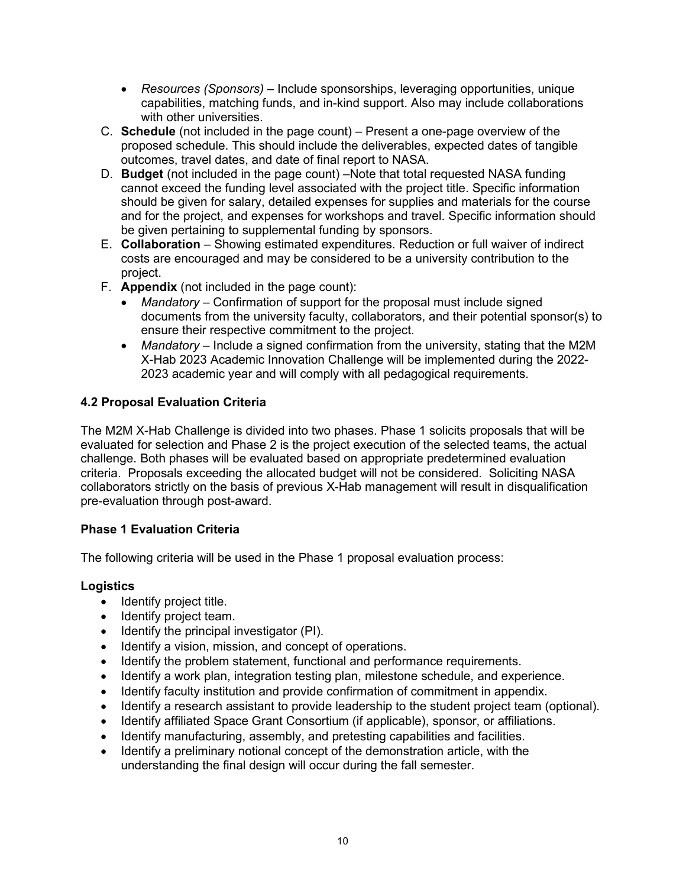- *Resources (Sponsors)* – Include sponsorships, leveraging opportunities, unique capabilities, matching funds, and in-kind support. Also may include collaborations with other universities.

C. **Schedule** (not included in the page count) – Present a one-page overview of the proposed schedule. This should include the deliverables, expected dates of tangible outcomes, travel dates, and date of final report to NASA.

D. **Budget** (not included in the page count) –Note that total requested NASA funding cannot exceed the funding level associated with the project title. Specific information should be given for salary, detailed expenses for supplies and materials for the course and for the project, and expenses for workshops and travel. Specific information should be given pertaining to supplemental funding by sponsors.

E. **Collaboration** – Showing estimated expenditures. Reduction or full waiver of indirect costs are encouraged and may be considered to be a university contribution to the project.

F. **Appendix** (not included in the page count):
   - *Mandatory* – Confirmation of support for the proposal must include signed documents from the university faculty, collaborators, and their potential sponsor(s) to ensure their respective commitment to the project.
   - *Mandatory* – Include a signed confirmation from the university, stating that the M2M X-Hab 2023 Academic Innovation Challenge will be implemented during the 2022-2023 academic year and will comply with all pedagogical requirements.

### 4.2 Proposal Evaluation Criteria

The M2M X-Hab Challenge is divided into two phases. Phase 1 solicits proposals that will be evaluated for selection and Phase 2 is the project execution of the selected teams, the actual challenge. Both phases will be evaluated based on appropriate predetermined evaluation criteria. Proposals exceeding the allocated budget will not be considered. Soliciting NASA collaborators strictly on the basis of previous X-Hab management will result in disqualification pre-evaluation through post-award.

### Phase 1 Evaluation Criteria

The following criteria will be used in the Phase 1 proposal evaluation process:

**Logistics**

- Identify project title.
- Identify project team.
- Identify the principal investigator (PI).
- Identify a vision, mission, and concept of operations.
- Identify the problem statement, functional and performance requirements.
- Identify a work plan, integration testing plan, milestone schedule, and experience.
- Identify faculty institution and provide confirmation of commitment in appendix.
- Identify a research assistant to provide leadership to the student project team (optional).
- Identify affiliated Space Grant Consortium (if applicable), sponsor, or affiliations.
- Identify manufacturing, assembly, and pretesting capabilities and facilities.
- Identify a preliminary notional concept of the demonstration article, with the understanding the final design will occur during the fall semester.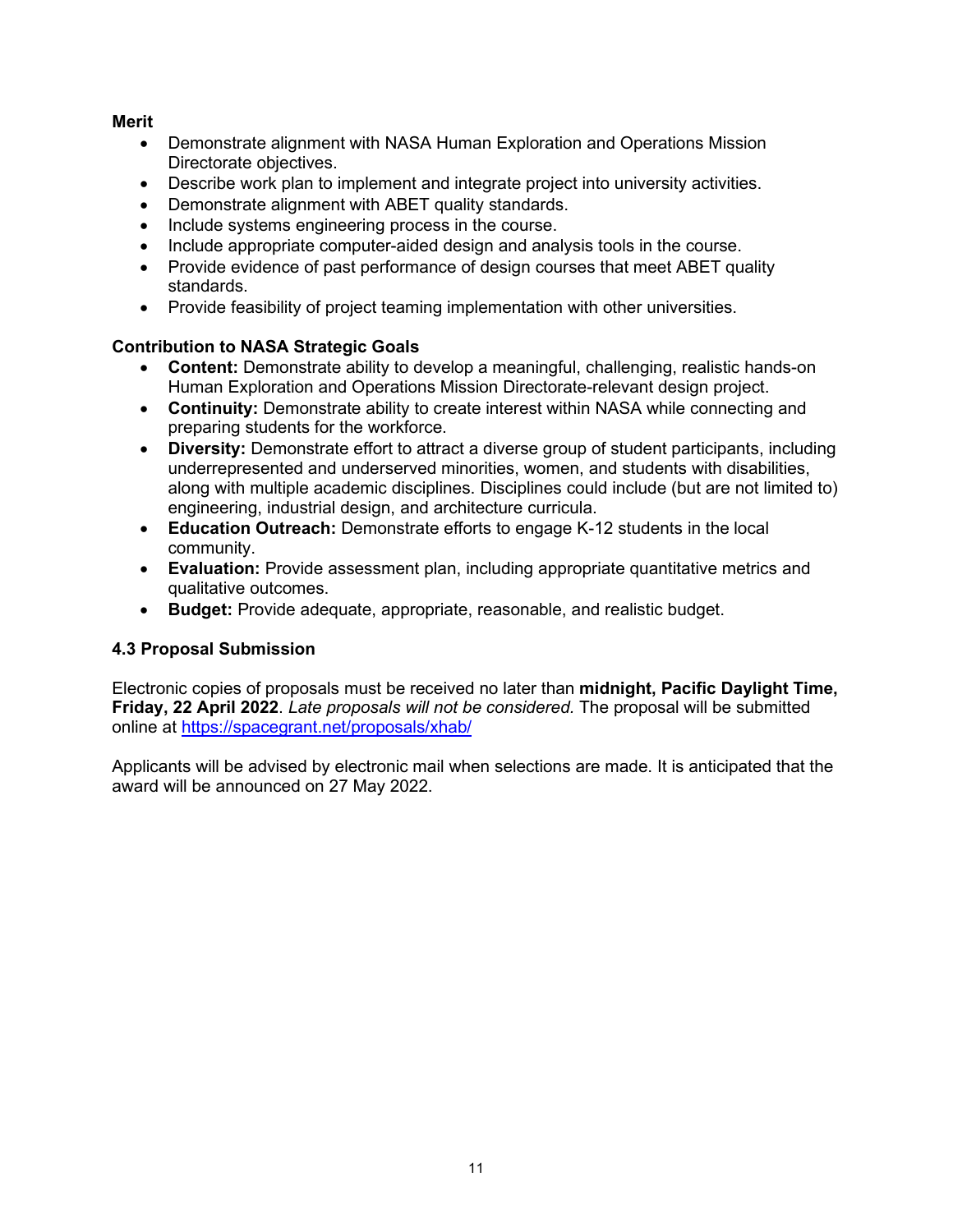**Merit**

- Demonstrate alignment with NASA Human Exploration and Operations Mission Directorate objectives.
- Describe work plan to implement and integrate project into university activities.
- Demonstrate alignment with ABET quality standards.
- Include systems engineering process in the course.
- Include appropriate computer-aided design and analysis tools in the course.
- Provide evidence of past performance of design courses that meet ABET quality standards.
- Provide feasibility of project teaming implementation with other universities.

**Contribution to NASA Strategic Goals**

- **Content:** Demonstrate ability to develop a meaningful, challenging, realistic hands-on Human Exploration and Operations Mission Directorate-relevant design project.
- **Continuity:** Demonstrate ability to create interest within NASA while connecting and preparing students for the workforce.
- **Diversity:** Demonstrate effort to attract a diverse group of student participants, including underrepresented and underserved minorities, women, and students with disabilities, along with multiple academic disciplines. Disciplines could include (but are not limited to) engineering, industrial design, and architecture curricula.
- **Education Outreach:** Demonstrate efforts to engage K-12 students in the local community.
- **Evaluation:** Provide assessment plan, including appropriate quantitative metrics and qualitative outcomes.
- **Budget:** Provide adequate, appropriate, reasonable, and realistic budget.

### 4.3 Proposal Submission

Electronic copies of proposals must be received no later than **midnight, Pacific Daylight Time, Friday, 22 April 2022**. *Late proposals will not be considered.* The proposal will be submitted online at https://spacegrant.net/proposals/xhab/

Applicants will be advised by electronic mail when selections are made. It is anticipated that the award will be announced on 27 May 2022.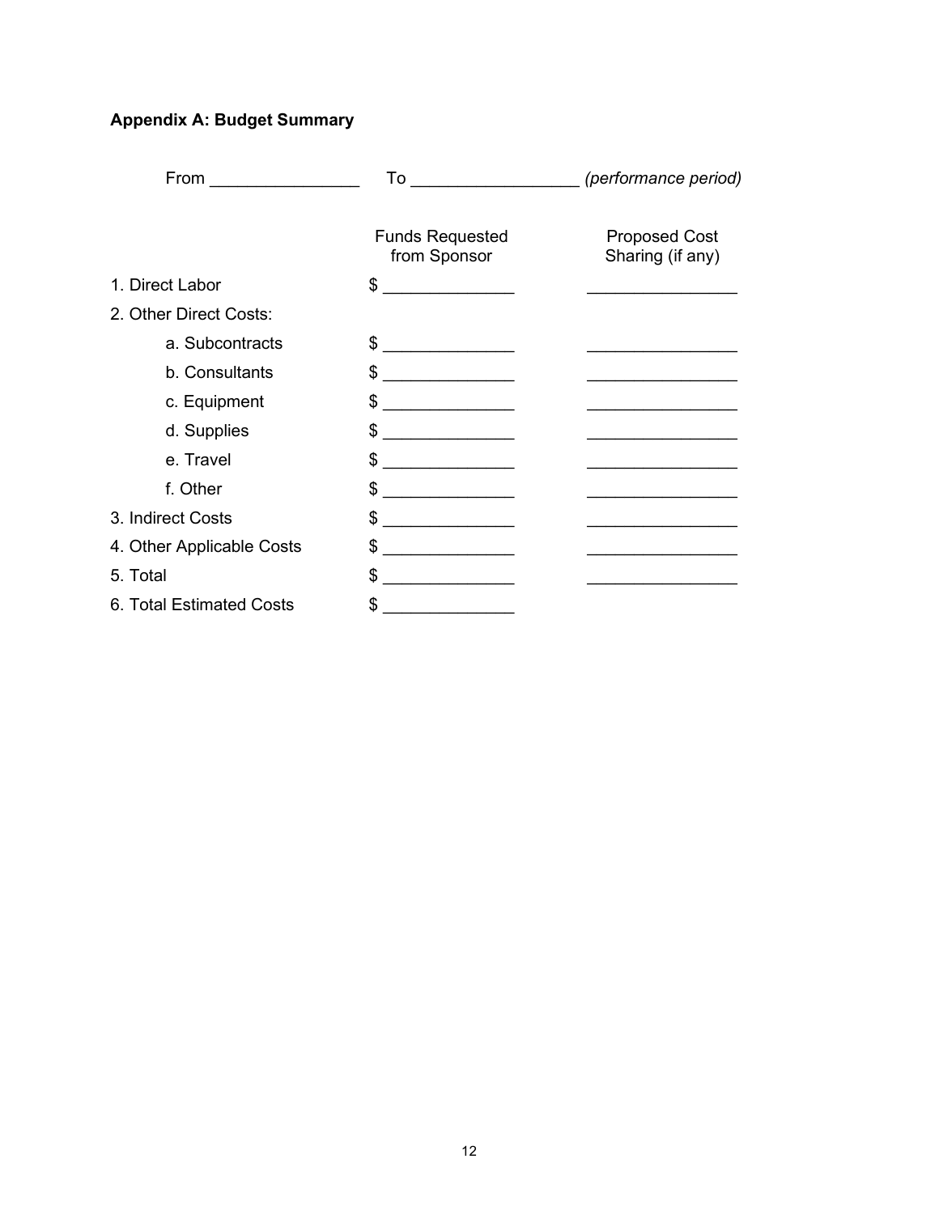**Appendix A: Budget Summary**

From ________________ To __________________ *(performance period)*

| | Funds Requested from Sponsor | Proposed Cost Sharing (if any) |
|---|---|---|
| 1. Direct Labor | $ ______________ | ________________ |
| 2. Other Direct Costs: | | |
| a. Subcontracts | $ ______________ | ________________ |
| b. Consultants | $ ______________ | ________________ |
| c. Equipment | $ ______________ | ________________ |
| d. Supplies | $ ______________ | ________________ |
| e. Travel | $ ______________ | ________________ |
| f. Other | $ ______________ | ________________ |
| 3. Indirect Costs | $ ______________ | ________________ |
| 4. Other Applicable Costs | $ ______________ | ________________ |
| 5. Total | $ ______________ | ________________ |
| 6. Total Estimated Costs | $ ______________ | |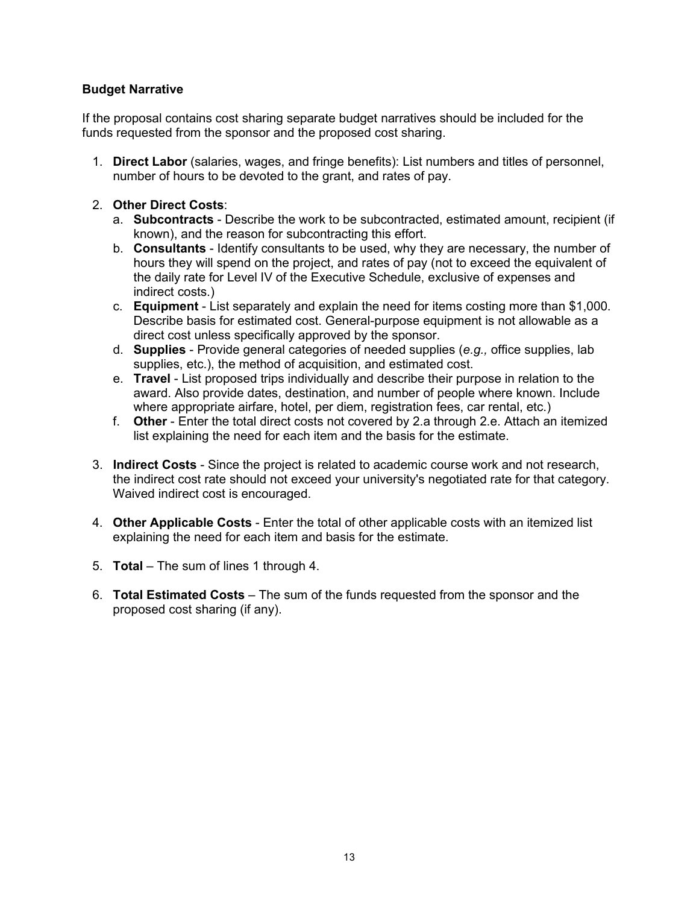**Budget Narrative**

If the proposal contains cost sharing separate budget narratives should be included for the funds requested from the sponsor and the proposed cost sharing.

1. **Direct Labor** (salaries, wages, and fringe benefits): List numbers and titles of personnel, number of hours to be devoted to the grant, and rates of pay.

2. **Other Direct Costs**:
   a. **Subcontracts** - Describe the work to be subcontracted, estimated amount, recipient (if known), and the reason for subcontracting this effort.
   b. **Consultants** - Identify consultants to be used, why they are necessary, the number of hours they will spend on the project, and rates of pay (not to exceed the equivalent of the daily rate for Level IV of the Executive Schedule, exclusive of expenses and indirect costs.)
   c. **Equipment** - List separately and explain the need for items costing more than $1,000. Describe basis for estimated cost. General-purpose equipment is not allowable as a direct cost unless specifically approved by the sponsor.
   d. **Supplies** - Provide general categories of needed supplies (*e.g.,* office supplies, lab supplies, etc.), the method of acquisition, and estimated cost.
   e. **Travel** - List proposed trips individually and describe their purpose in relation to the award. Also provide dates, destination, and number of people where known. Include where appropriate airfare, hotel, per diem, registration fees, car rental, etc.)
   f. **Other** - Enter the total direct costs not covered by 2.a through 2.e. Attach an itemized list explaining the need for each item and the basis for the estimate.

3. **Indirect Costs** - Since the project is related to academic course work and not research, the indirect cost rate should not exceed your university's negotiated rate for that category. Waived indirect cost is encouraged.

4. **Other Applicable Costs** - Enter the total of other applicable costs with an itemized list explaining the need for each item and basis for the estimate.

5. **Total** – The sum of lines 1 through 4.

6. **Total Estimated Costs** – The sum of the funds requested from the sponsor and the proposed cost sharing (if any).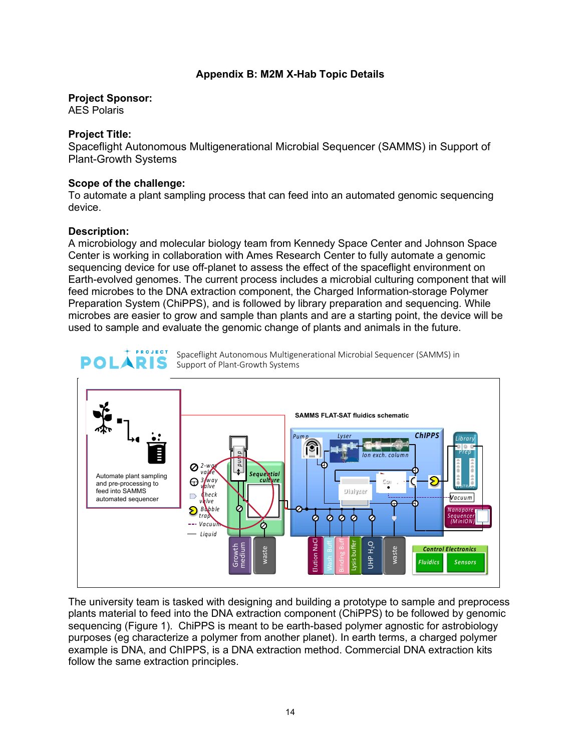**Appendix B: M2M X-Hab Topic Details**

**Project Sponsor:**
AES Polaris

**Project Title:**
Spaceflight Autonomous Multigenerational Microbial Sequencer (SAMMS) in Support of Plant-Growth Systems

**Scope of the challenge:**
To automate a plant sampling process that can feed into an automated genomic sequencing device.

**Description:**
A microbiology and molecular biology team from Kennedy Space Center and Johnson Space Center is working in collaboration with Ames Research Center to fully automate a genomic sequencing device for use off-planet to assess the effect of the spaceflight environment on Earth-evolved genomes. The current process includes a microbial culturing component that will feed microbes to the DNA extraction component, the Charged Information-storage Polymer Preparation System (ChiPPS), and is followed by library preparation and sequencing. While microbes are easier to grow and sample than plants and are a starting point, the device will be used to sample and evaluate the genomic change of plants and animals in the future.

The university team is tasked with designing and building a prototype to sample and preprocess plants material to feed into the DNA extraction component (ChiPPS) to be followed by genomic sequencing (Figure 1). ChiPPS is meant to be earth-based polymer agnostic for astrobiology purposes (eg characterize a polymer from another planet). In earth terms, a charged polymer example is DNA, and ChIPPS, is a DNA extraction method. Commercial DNA extraction kits follow the same principles.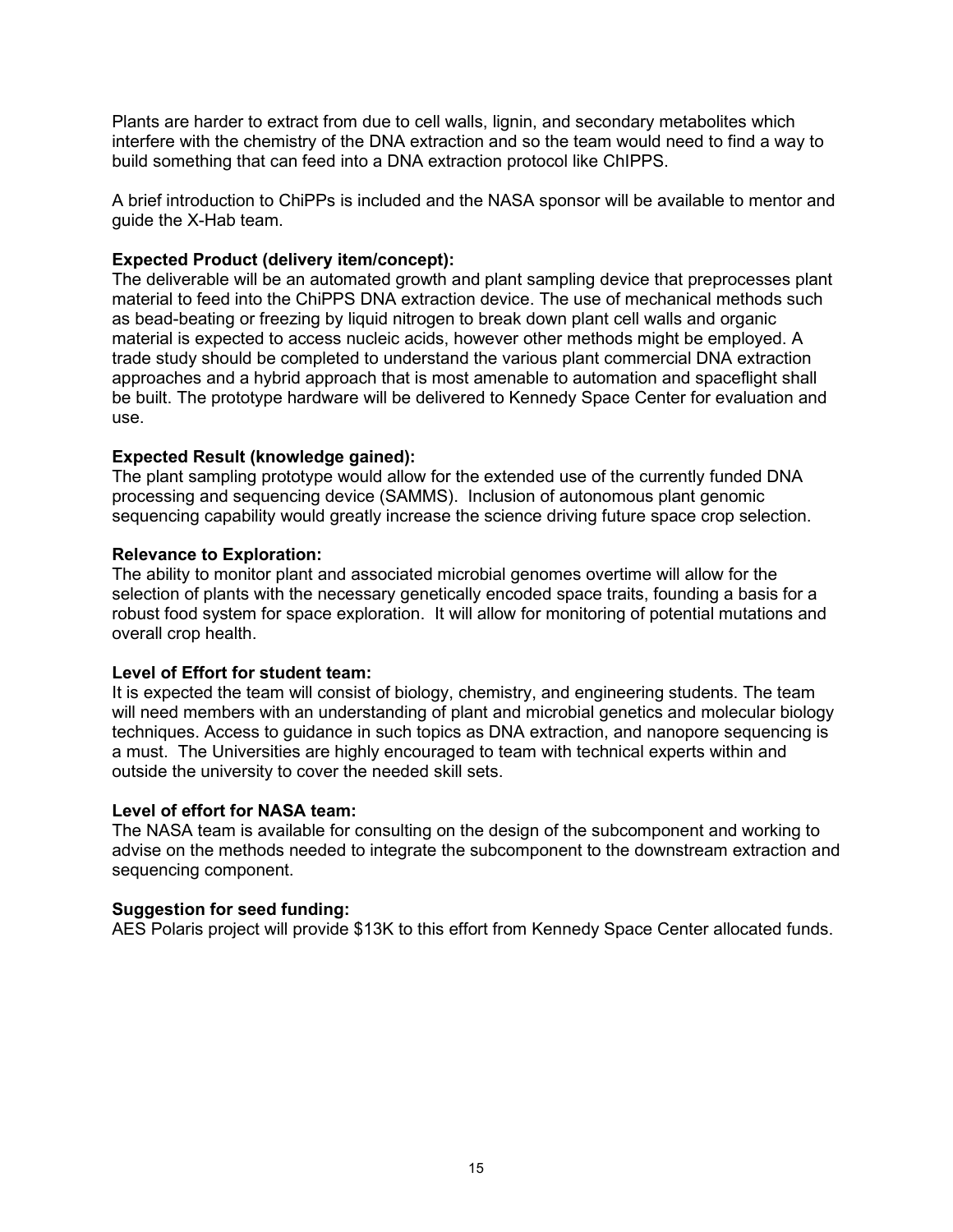Plants are harder to extract from due to cell walls, lignin, and secondary metabolites which interfere with the chemistry of the DNA extraction and so the team would need to find a way to build something that can feed into a DNA extraction protocol like ChIPPS.

A brief introduction to ChiPPs is included and the NASA sponsor will be available to mentor and guide the X-Hab team.

**Expected Product (delivery item/concept):**
The deliverable will be an automated growth and plant sampling device that preprocesses plant material to feed into the ChiPPS DNA extraction device. The use of mechanical methods such as bead-beating or freezing by liquid nitrogen to break down plant cell walls and organic material is expected to access nucleic acids, however other methods might be employed. A trade study should be completed to understand the various plant commercial DNA extraction approaches and a hybrid approach that is most amenable to automation and spaceflight shall be built. The prototype hardware will be delivered to Kennedy Space Center for evaluation and use.

**Expected Result (knowledge gained):**
The plant sampling prototype would allow for the extended use of the currently funded DNA processing and sequencing device (SAMMS). Inclusion of autonomous plant genomic sequencing capability would greatly increase the science driving future space crop selection.

**Relevance to Exploration:**
The ability to monitor plant and associated microbial genomes overtime will allow for the selection of plants with the necessary genetically encoded space traits, founding a basis for a robust food system for space exploration. It will allow for monitoring of potential mutations and overall crop health.

**Level of Effort for student team:**
It is expected the team will consist of biology, chemistry, and engineering students. The team will need members with an understanding of plant and microbial genetics and molecular biology techniques. Access to guidance in such topics as DNA extraction, and nanopore sequencing is a must. The Universities are highly encouraged to team with technical experts within and outside the university to cover the needed skill sets.

**Level of effort for NASA team:**
The NASA team is available for consulting on the design of the subcomponent and working to advise on the methods needed to integrate the subcomponent to the downstream extraction and sequencing component.

**Suggestion for seed funding:**
AES Polaris project will provide $13K to this effort from Kennedy Space Center allocated funds.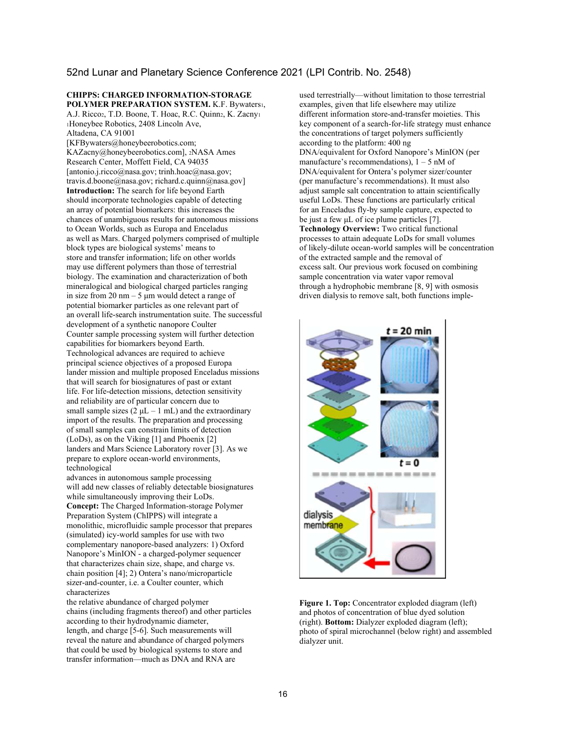## CHIPPS: CHARGED INFORMATION-STORAGE POLYMER PREPARATION SYSTEM.

K.F. Bywaters[1], A.J. Ricco[2], T.D. Boone, T. Hoac, R.C. Quinn[2], K. Zacny[1]

[1]Honeybee Robotics, 2408 Lincoln Ave, Altadena, CA 91001 [KFBywaters@honeybeerobotics.com; KAZacny@honeybeerobotics.com], [2]NASA Ames Research Center, Moffett Field, CA 94035 [antonio.j.ricco@nasa.gov; trinh.hoac@nasa.gov; travis.d.boone@nasa.gov; richard.c.quinn@nasa.gov]

**Introduction:** The search for life beyond Earth should incorporate technologies capable of detecting an array of potential biomarkers: this increases the chances of unambiguous results for autonomous missions to Ocean Worlds, such as Europa and Enceladus as well as Mars. Charged polymers comprised of multiple block types are biological systems' means to store and transfer information; life on other worlds may use different polymers than those of terrestrial biology. The examination and characterization of both mineralogical and biological charged particles ranging in size from 20 nm – 5 µm would detect a range of potential biomarker particles as one relevant part of an overall life-search instrumentation suite. The successful development of a synthetic nanopore Coulter Counter sample processing system will further detection capabilities for biomarkers beyond Earth.

Technological advances are required to achieve principal science objectives of a proposed Europa lander mission and multiple proposed Enceladus missions that will search for biosignatures of past or extant life. For life-detection missions, detection sensitivity and reliability are of particular concern due to small sample sizes (2 µL – 1 mL) and the extraordinary import of the results. The preparation and processing of small samples can constrain limits of detection (LoDs), as on the Viking [1] and Phoenix [2] landers and Mars Science Laboratory rover [3]. As we prepare to explore ocean-world environments, technological advances in autonomous sample processing will add new classes of reliably detectable biosignatures while simultaneously improving their LoDs.

**Concept:** The Charged Information-storage Polymer Preparation System (ChIPPS) will integrate a monolithic, microfluidic sample processor that prepares (simulated) icy-world samples for use with two complementary nanopore-based analyzers: 1) Oxford Nanopore's MinION - a charged-polymer sequencer that characterizes chain size, shape, and charge vs. chain position [4]; 2) Ontera's nano/microparticle sizer-and-counter, i.e. a Coulter counter, which characterizes the relative abundance of charged polymer chains (including fragments thereof) and other particles according to their hydrodynamic diameter, length, and charge [5-6]. Such measurements will reveal the nature and abundance of charged polymers that could be used by biological systems to store and transfer information—much as DNA and RNA are used terrestrially—without limitation to those terrestrial examples, given that life elsewhere may utilize different information store-and-transfer moieties. This key component of a search-for-life strategy must enhance the concentrations of target polymers sufficiently according to the platform: 400 ng DNA/equivalent for Oxford Nanopore's MinION (per manufacture's recommendations), 1 – 5 nM of DNA/equivalent for Ontera's polymer sizer/counter (per manufacture's recommendations). It must also adjust sample salt concentration to attain scientifically useful LoDs. These functions are particularly critical for an Enceladus fly-by sample capture, expected to be just a few µL of ice plume particles [7].

**Technology Overview:** Two critical functional processes to attain adequate LoDs for small volumes of likely-dilute ocean-world samples will be concentration of the extracted sample and the removal of excess salt. Our previous work focused on combining sample concentration via water vapor removal through a hydrophobic membrane [8, 9] with osmosis driven dialysis to remove salt, both functions imple-

**Figure 1. Top:** Concentrator exploded diagram (left) and photos of concentration of blue dyed solution (right). **Bottom:** Dialyzer exploded diagram (left); photo of spiral microchannel (below right) and assembled dialyzer unit.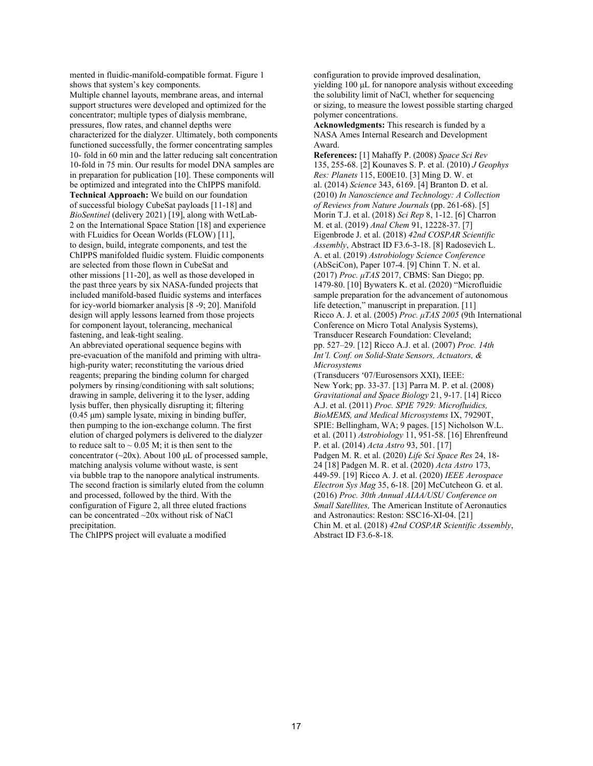mented in fluidic-manifold-compatible format. Figure 1 shows that system's key components.

Multiple channel layouts, membrane areas, and internal support structures were developed and optimized for the concentrator; multiple types of dialysis membrane, pressures, flow rates, and channel depths were characterized for the dialyzer. Ultimately, both components functioned successfully, the former concentrating samples 10- fold in 60 min and the latter reducing salt concentration 10-fold in 75 min. Our results for model DNA samples are in preparation for publication [10]. These components will be optimized and integrated into the ChIPPS manifold.

**Technical Approach:** We build on our foundation of successful biology CubeSat payloads [11-18] and *BioSentinel* (delivery 2021) [19], along with WetLab-2 on the International Space Station [18] and experience with FLuidics for Ocean Worlds (FLOW) [11], to design, build, integrate components, and test the ChIPPS manifolded fluidic system. Fluidic components are selected from those flown in CubeSat and other missions [11-20], as well as those developed in the past three years by six NASA-funded projects that included manifold-based fluidic systems and interfaces for icy-world biomarker analysis [8 -9; 20]. Manifold design will apply lessons learned from those projects for component layout, tolerancing, mechanical fastening, and leak-tight sealing.

An abbreviated operational sequence begins with pre-evacuation of the manifold and priming with ultra-high-purity water; reconstituting the various dried reagents; preparing the binding column for charged polymers by rinsing/conditioning with salt solutions; drawing in sample, delivering it to the lyser, adding lysis buffer, then physically disrupting it; filtering (0.45 µm) sample lysate, mixing in binding buffer, then pumping to the ion-exchange column. The first elution of charged polymers is delivered to the dialyzer to reduce salt to ~ 0.05 M; it is then sent to the concentrator (~20x). About 100 µL of processed sample, matching analysis volume without waste, is sent via bubble trap to the nanopore analytical instruments. The second fraction is similarly eluted from the column and processed, followed by the third. With the configuration of Figure 2, all three eluted fractions can be concentrated ~20x without risk of NaCl precipitation.

The ChIPPS project will evaluate a modified configuration to provide improved desalination, yielding 100 µL for nanopore analysis without exceeding the solubility limit of NaCl, whether for sequencing or sizing, to measure the lowest possible starting charged polymer concentrations.

**Acknowledgments:** This research is funded by a NASA Ames Internal Research and Development Award.

**References:** [1] Mahaffy P. (2008) *Space Sci Rev* 135, 255-68. [2] Kounaves S. P. et al. (2010) *J Geophys Res: Planets* 115, E00E10. [3] Ming D. W. et al. (2014) *Science* 343, 6169. [4] Branton D. et al. (2010) *In Nanoscience and Technology: A Collection of Reviews from Nature Journals* (pp. 261-68). [5] Morin T.J. et al. (2018) *Sci Rep* 8, 1-12. [6] Charron M. et al. (2019) *Anal Chem* 91, 12228-37. [7] Eigenbrode J. et al. (2018) *42nd COSPAR Scientific Assembly*, Abstract ID F3.6-3-18. [8] Radosevich L. A. et al. (2019) *Astrobiology Science Conference* (AbSciCon), Paper 107-4. [9] Chinn T. N. et al. (2017) *Proc. µTAS* 2017, CBMS: San Diego; pp. 1479-80. [10] Bywaters K. et al. (2020) "Microfluidic sample preparation for the advancement of autonomous life detection," manuscript in preparation. [11] Ricco A. J. et al. (2005) *Proc. µTAS 2005* (9th International Conference on Micro Total Analysis Systems), Transducer Research Foundation: Cleveland; pp. 527–29. [12] Ricco A.J. et al. (2007) *Proc. 14th Int'l. Conf. on Solid-State Sensors, Actuators, & Microsystems* (Transducers '07/Eurosensors XXI), IEEE: New York; pp. 33-37. [13] Parra M. P. et al. (2008) *Gravitational and Space Biology* 21, 9-17. [14] Ricco A.J. et al. (2011) *Proc. SPIE 7929: Microfluidics, BioMEMS, and Medical Microsystems* IX, 79290T, SPIE: Bellingham, WA; 9 pages. [15] Nicholson W.L. et al. (2011) *Astrobiology* 11, 951-58. [16] Ehrenfreund P. et al. (2014) *Acta Astro* 93, 501. [17] Padgen M. R. et al. (2020) *Life Sci Space Res* 24, 18-24 [18] Padgen M. R. et al. (2020) *Acta Astro* 173, 449-59. [19] Ricco A. J. et al. (2020) *IEEE Aerospace Electron Sys Mag* 35, 6-18. [20] McCutcheon G. et al. (2016) *Proc. 30th Annual AIAA/USU Conference on Small Satellites,* The American Institute of Aeronautics and Astronautics: Reston: SSC16-XI-04. [21] Chin M. et al. (2018) *42nd COSPAR Scientific Assembly*, Abstract ID F3.6-8-18.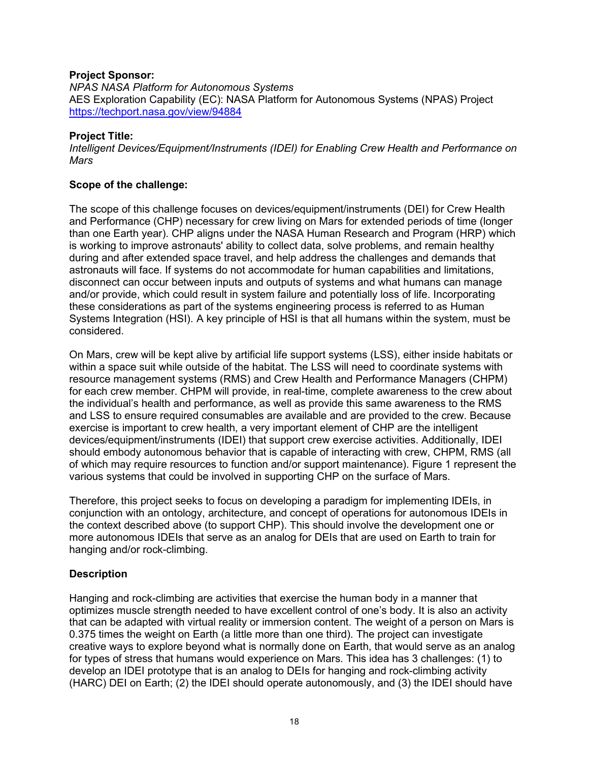**Project Sponsor:**

*NPAS NASA Platform for Autonomous Systems*
AES Exploration Capability (EC): NASA Platform for Autonomous Systems (NPAS) Project
https://techport.nasa.gov/view/94884

**Project Title:**

*Intelligent Devices/Equipment/Instruments (IDEI) for Enabling Crew Health and Performance on Mars*

**Scope of the challenge:**

The scope of this challenge focuses on devices/equipment/instruments (DEI) for Crew Health and Performance (CHP) necessary for crew living on Mars for extended periods of time (longer than one Earth year). CHP aligns under the NASA Human Research and Program (HRP) which is working to improve astronauts' ability to collect data, solve problems, and remain healthy during and after extended space travel, and help address the challenges and demands that astronauts will face. If systems do not accommodate for human capabilities and limitations, disconnect can occur between inputs and outputs of systems and what humans can manage and/or provide, which could result in system failure and potentially loss of life. Incorporating these considerations as part of the systems engineering process is referred to as Human Systems Integration (HSI). A key principle of HSI is that all humans within the system, must be considered.

On Mars, crew will be kept alive by artificial life support systems (LSS), either inside habitats or within a space suit while outside of the habitat. The LSS will need to coordinate systems with resource management systems (RMS) and Crew Health and Performance Managers (CHPM) for each crew member. CHPM will provide, in real-time, complete awareness to the crew about the individual's health and performance, as well as provide this same awareness to the RMS and LSS to ensure required consumables are available and are provided to the crew. Because exercise is important to crew health, a very important element of CHP are the intelligent devices/equipment/instruments (IDEI) that support crew exercise activities. Additionally, IDEI should embody autonomous behavior that is capable of interacting with crew, CHPM, RMS (all of which may require resources to function and/or support maintenance). Figure 1 represent the various systems that could be involved in supporting CHP on the surface of Mars.

Therefore, this project seeks to focus on developing a paradigm for implementing IDEIs, in conjunction with an ontology, architecture, and concept of operations for autonomous IDEIs in the context described above (to support CHP). This should involve the development one or more autonomous IDEIs that serve as an analog for DEIs that are used on Earth to train for hanging and/or rock-climbing.

**Description**

Hanging and rock-climbing are activities that exercise the human body in a manner that optimizes muscle strength needed to have excellent control of one's body. It is also an activity that can be adapted with virtual reality or immersion content. The weight of a person on Mars is 0.375 times the weight on Earth (a little more than one third). The project can investigate creative ways to explore beyond what is normally done on Earth, that would serve as an analog for types of stress that humans would experience on Mars. This idea has 3 challenges: (1) to develop an IDEI prototype that is an analog to DEIs for hanging and rock-climbing activity (HARC) DEI on Earth; (2) the IDEI should operate autonomously, and (3) the IDEI should have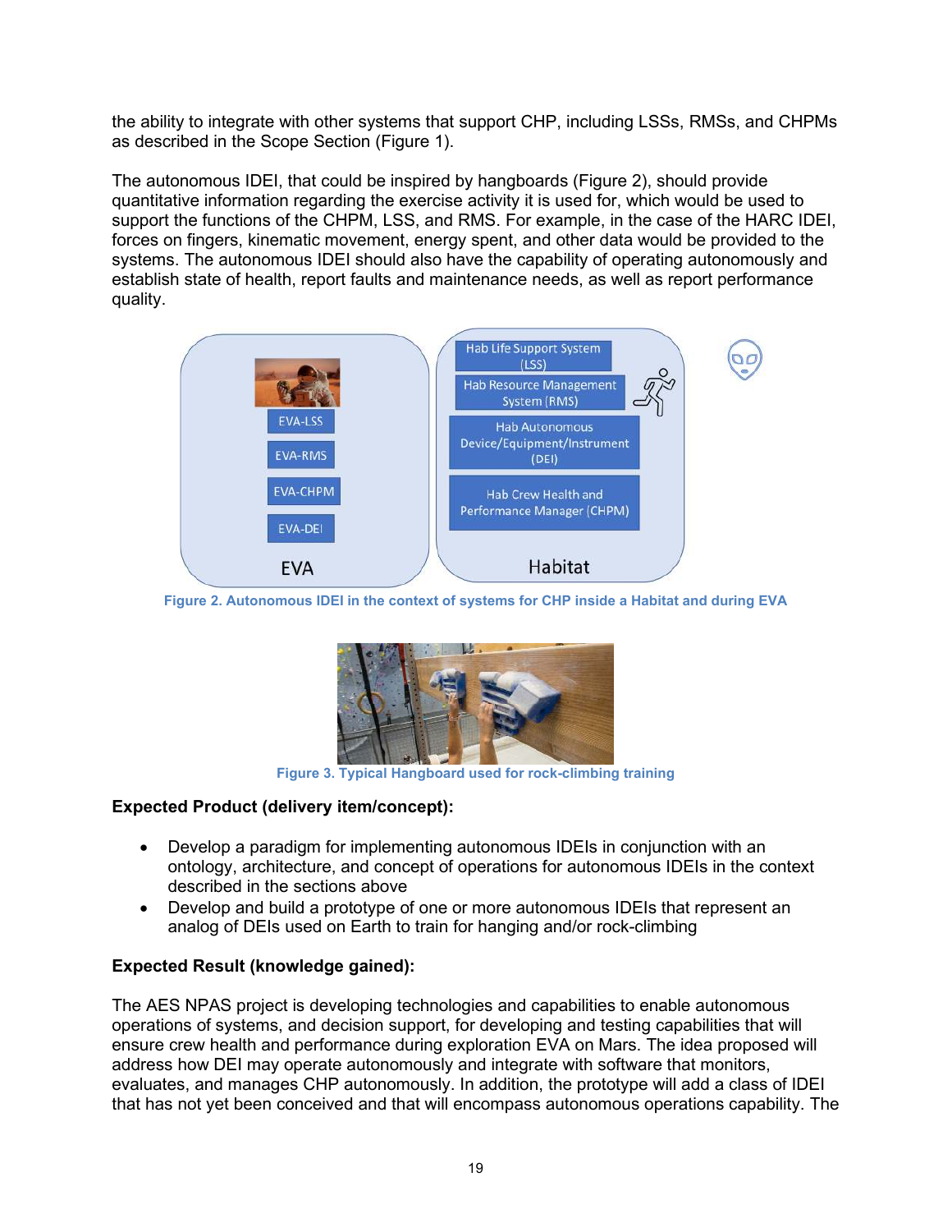the ability to integrate with other systems that support CHP, including LSSs, RMSs, and CHPMs as described in the Scope Section (Figure 1).

The autonomous IDEI, that could be inspired by hangboards (Figure 2), should provide quantitative information regarding the exercise activity it is used for, which would be used to support the functions of the CHPM, LSS, and RMS. For example, in the case of the HARC IDEI, forces on fingers, kinematic movement, energy spent, and other data would be provided to the systems. The autonomous IDEI should also have the capability of operating autonomously and establish state of health, report faults and maintenance needs, as well as report performance quality.

Figure 2. Autonomous IDEI in the context of systems for CHP inside a Habitat and during EVA

Figure 3. Typical Hangboard used for rock-climbing training

**Expected Product (delivery item/concept):**

- Develop a paradigm for implementing autonomous IDEIs in conjunction with an ontology, architecture, and concept of operations for autonomous IDEIs in the context described in the sections above
- Develop and build a prototype of one or more autonomous IDEIs that represent an analog of DEIs used on Earth to train for hanging and/or rock-climbing

**Expected Result (knowledge gained):**

The AES NPAS project is developing technologies and capabilities to enable autonomous operations of systems, and decision support, for developing and testing capabilities that will ensure crew health and performance during exploration EVA on Mars. The idea proposed will address how DEI may operate autonomously and integrate with software that monitors, evaluates, and manages CHP autonomously. In addition, the prototype will add a class of IDEI that has not yet been conceived and that will encompass autonomous operations capability. The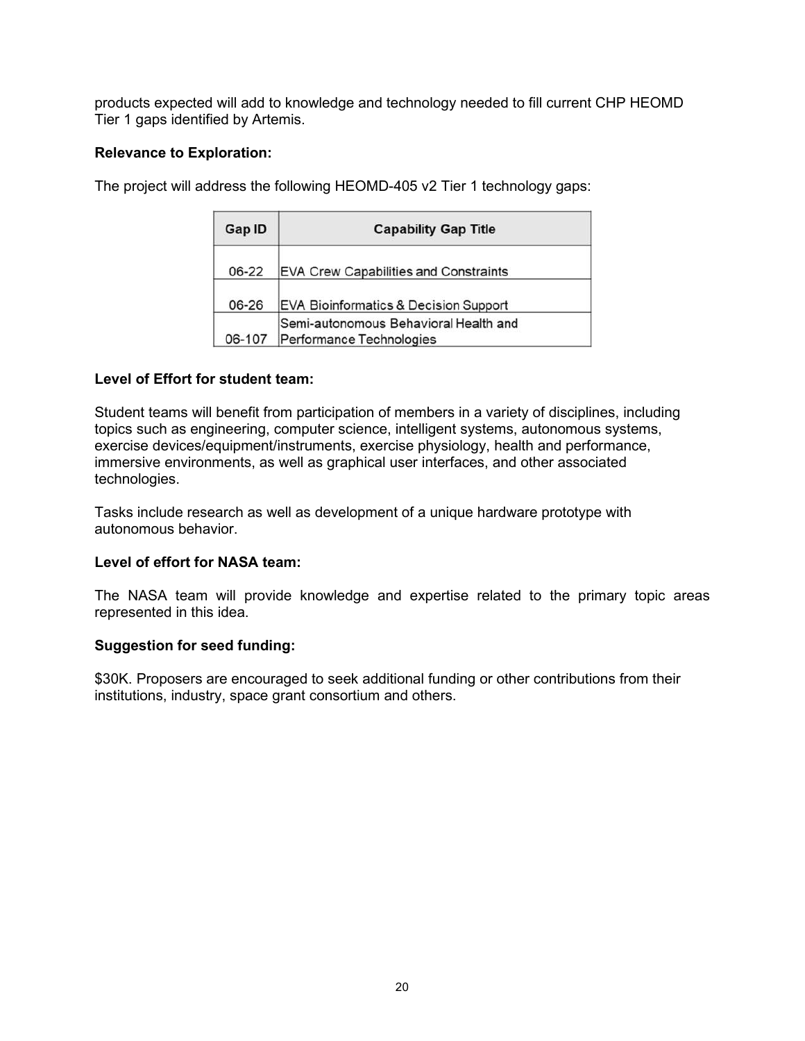products expected will add to knowledge and technology needed to fill current CHP HEOMD Tier 1 gaps identified by Artemis.

**Relevance to Exploration:**

The project will address the following HEOMD-405 v2 Tier 1 technology gaps:

| Gap ID | Capability Gap Title |
|---|---|
| 06-22 | EVA Crew Capabilities and Constraints |
| 06-26 | EVA Bioinformatics & Decision Support |
| 06-107 | Semi-autonomous Behavioral Health and Performance Technologies |

**Level of Effort for student team:**

Student teams will benefit from participation of members in a variety of disciplines, including topics such as engineering, computer science, intelligent systems, autonomous systems, exercise devices/equipment/instruments, exercise physiology, health and performance, immersive environments, as well as graphical user interfaces, and other associated technologies.

Tasks include research as well as development of a unique hardware prototype with autonomous behavior.

**Level of effort for NASA team:**

The NASA team will provide knowledge and expertise related to the primary topic areas represented in this idea.

**Suggestion for seed funding:**

$30K. Proposers are encouraged to seek additional funding or other contributions from their institutions, industry, space grant consortium and others.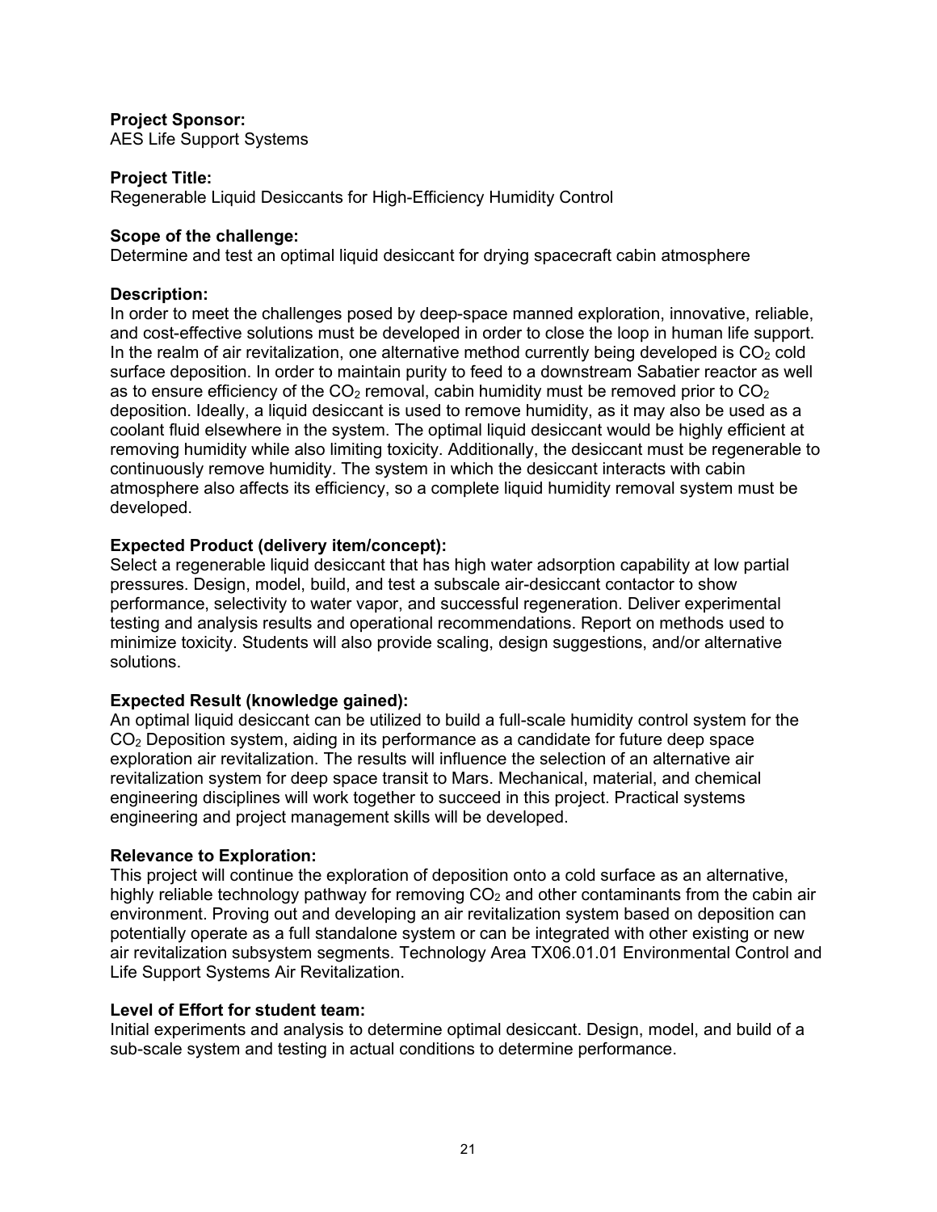**Project Sponsor:**
AES Life Support Systems

**Project Title:**
Regenerable Liquid Desiccants for High-Efficiency Humidity Control

**Scope of the challenge:**
Determine and test an optimal liquid desiccant for drying spacecraft cabin atmosphere

**Description:**
In order to meet the challenges posed by deep-space manned exploration, innovative, reliable, and cost-effective solutions must be developed in order to close the loop in human life support. In the realm of air revitalization, one alternative method currently being developed is $CO_2$ cold surface deposition. In order to maintain purity to feed to a downstream Sabatier reactor as well as to ensure efficiency of the $CO_2$ removal, cabin humidity must be removed prior to $CO_2$ deposition. Ideally, a liquid desiccant is used to remove humidity, as it may also be used as a coolant fluid elsewhere in the system. The optimal liquid desiccant would be highly efficient at removing humidity while also limiting toxicity. Additionally, the desiccant must be regenerable to continuously remove humidity. The system in which the desiccant interacts with cabin atmosphere also affects its efficiency, so a complete liquid humidity removal system must be developed.

**Expected Product (delivery item/concept):**
Select a regenerable liquid desiccant that has high water adsorption capability at low partial pressures. Design, model, build, and test a subscale air-desiccant contactor to show performance, selectivity to water vapor, and successful regeneration. Deliver experimental testing and analysis results and operational recommendations. Report on methods used to minimize toxicity. Students will also provide scaling, design suggestions, and/or alternative solutions.

**Expected Result (knowledge gained):**
An optimal liquid desiccant can be utilized to build a full-scale humidity control system for the $CO_2$ Deposition system, aiding in its performance as a candidate for future deep space exploration air revitalization. The results will influence the selection of an alternative air revitalization system for deep space transit to Mars. Mechanical, material, and chemical engineering disciplines will work together to succeed in this project. Practical systems engineering and project management skills will be developed.

**Relevance to Exploration:**
This project will continue the exploration of deposition onto a cold surface as an alternative, highly reliable technology pathway for removing $CO_2$ and other contaminants from the cabin air environment. Proving out and developing an air revitalization system based on deposition can potentially operate as a full standalone system or can be integrated with other existing or new air revitalization subsystem segments. Technology Area TX06.01.01 Environmental Control and Life Support Systems Air Revitalization.

**Level of Effort for student team:**
Initial experiments and analysis to determine optimal desiccant. Design, model, and build of a sub-scale system and testing in actual conditions to determine performance.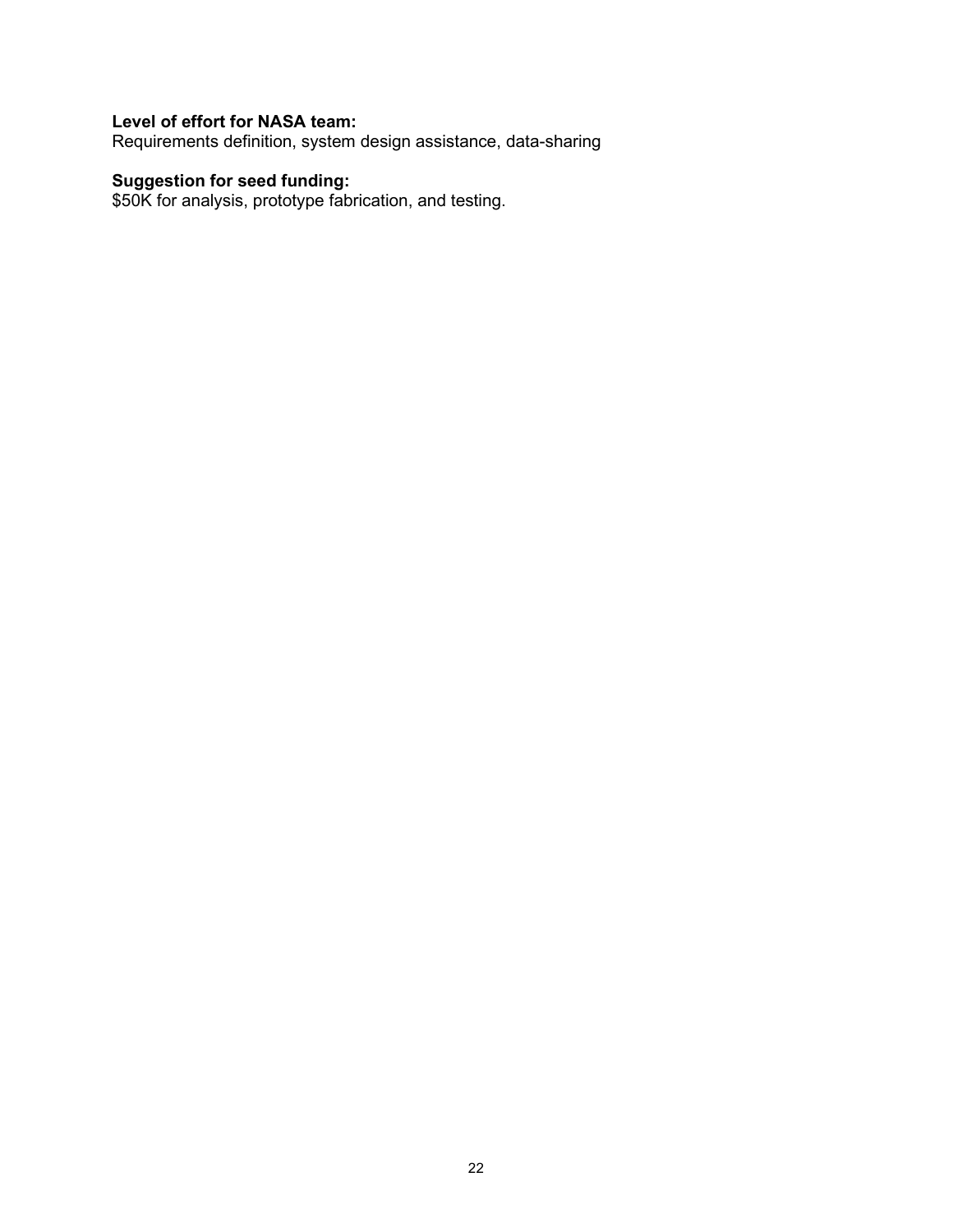**Level of effort for NASA team:**
Requirements definition, system design assistance, data-sharing

**Suggestion for seed funding:**
$50K for analysis, prototype fabrication, and testing.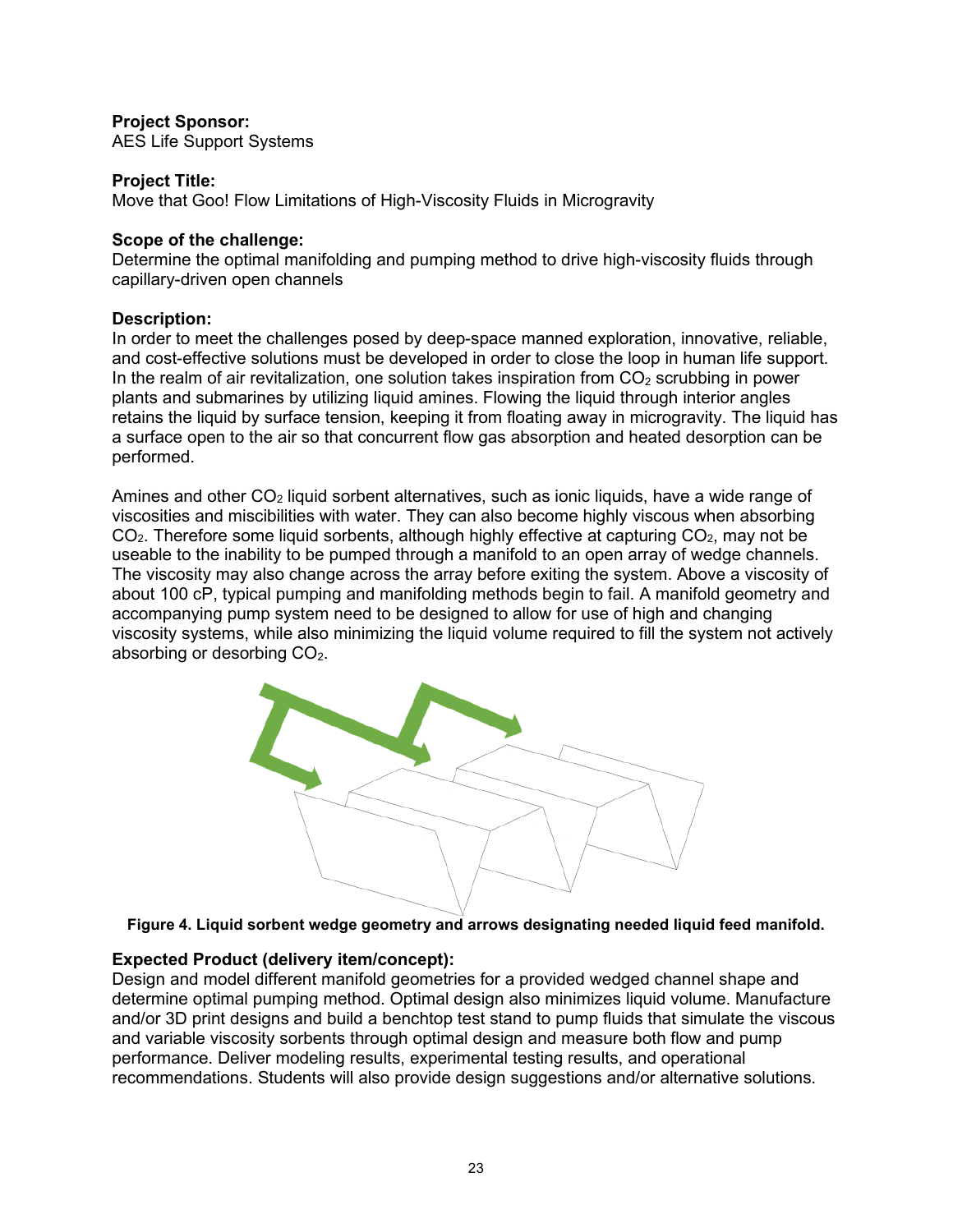**Project Sponsor:**
AES Life Support Systems

**Project Title:**
Move that Goo! Flow Limitations of High-Viscosity Fluids in Microgravity

**Scope of the challenge:**
Determine the optimal manifolding and pumping method to drive high-viscosity fluids through capillary-driven open channels

**Description:**
In order to meet the challenges posed by deep-space manned exploration, innovative, reliable, and cost-effective solutions must be developed in order to close the loop in human life support. In the realm of air revitalization, one solution takes inspiration from $CO_2$ scrubbing in power plants and submarines by utilizing liquid amines. Flowing the liquid through interior angles retains the liquid by surface tension, keeping it from floating away in microgravity. The liquid has a surface open to the air so that concurrent flow gas absorption and heated desorption can be performed.

Amines and other $CO_2$ liquid sorbent alternatives, such as ionic liquids, have a wide range of viscosities and miscibilities with water. They can also become highly viscous when absorbing $CO_2$. Therefore some liquid sorbents, although highly effective at capturing $CO_2$, may not be useable to the inability to be pumped through a manifold to an open array of wedge channels. The viscosity may also change across the array before exiting the system. Above a viscosity of about 100 cP, typical pumping and manifolding methods begin to fail. A manifold geometry and accompanying pump system need to be designed to allow for use of high and changing viscosity systems, while also minimizing the liquid volume required to fill the system not actively absorbing or desorbing $CO_2$.

**Figure 4. Liquid sorbent wedge geometry and arrows designating needed liquid feed manifold.**

**Expected Product (delivery item/concept):**
Design and model different manifold geometries for a provided wedged channel shape and determine optimal pumping method. Optimal design also minimizes liquid volume. Manufacture and/or 3D print designs and build a benchtop test stand to pump fluids that simulate the viscous and variable viscosity sorbents through optimal design and measure both flow and pump performance. Deliver modeling results, experimental testing results, and operational recommendations. Students will also provide design suggestions and/or alternative solutions.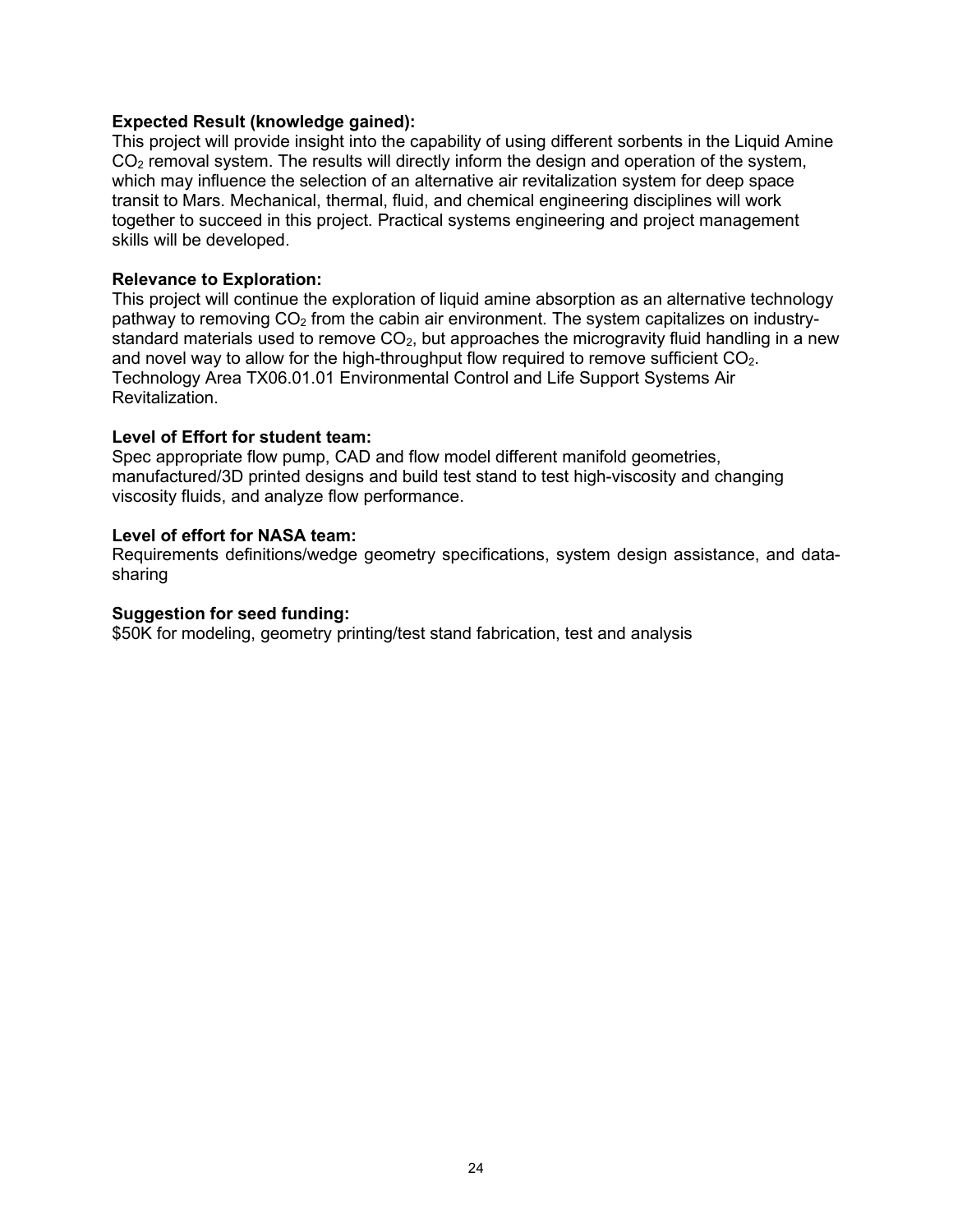**Expected Result (knowledge gained):**
This project will provide insight into the capability of using different sorbents in the Liquid Amine $CO_2$ removal system. The results will directly inform the design and operation of the system, which may influence the selection of an alternative air revitalization system for deep space transit to Mars. Mechanical, thermal, fluid, and chemical engineering disciplines will work together to succeed in this project. Practical systems engineering and project management skills will be developed.

**Relevance to Exploration:**
This project will continue the exploration of liquid amine absorption as an alternative technology pathway to removing $CO_2$ from the cabin air environment. The system capitalizes on industry-standard materials used to remove $CO_2$, but approaches the microgravity fluid handling in a new and novel way to allow for the high-throughput flow required to remove sufficient $CO_2$.
Technology Area TX06.01.01 Environmental Control and Life Support Systems Air Revitalization.

**Level of Effort for student team:**
Spec appropriate flow pump, CAD and flow model different manifold geometries, manufactured/3D printed designs and build test stand to test high-viscosity and changing viscosity fluids, and analyze flow performance.

**Level of effort for NASA team:**
Requirements definitions/wedge geometry specifications, system design assistance, and data-sharing

**Suggestion for seed funding:**
$50K for modeling, geometry printing/test stand fabrication, test and analysis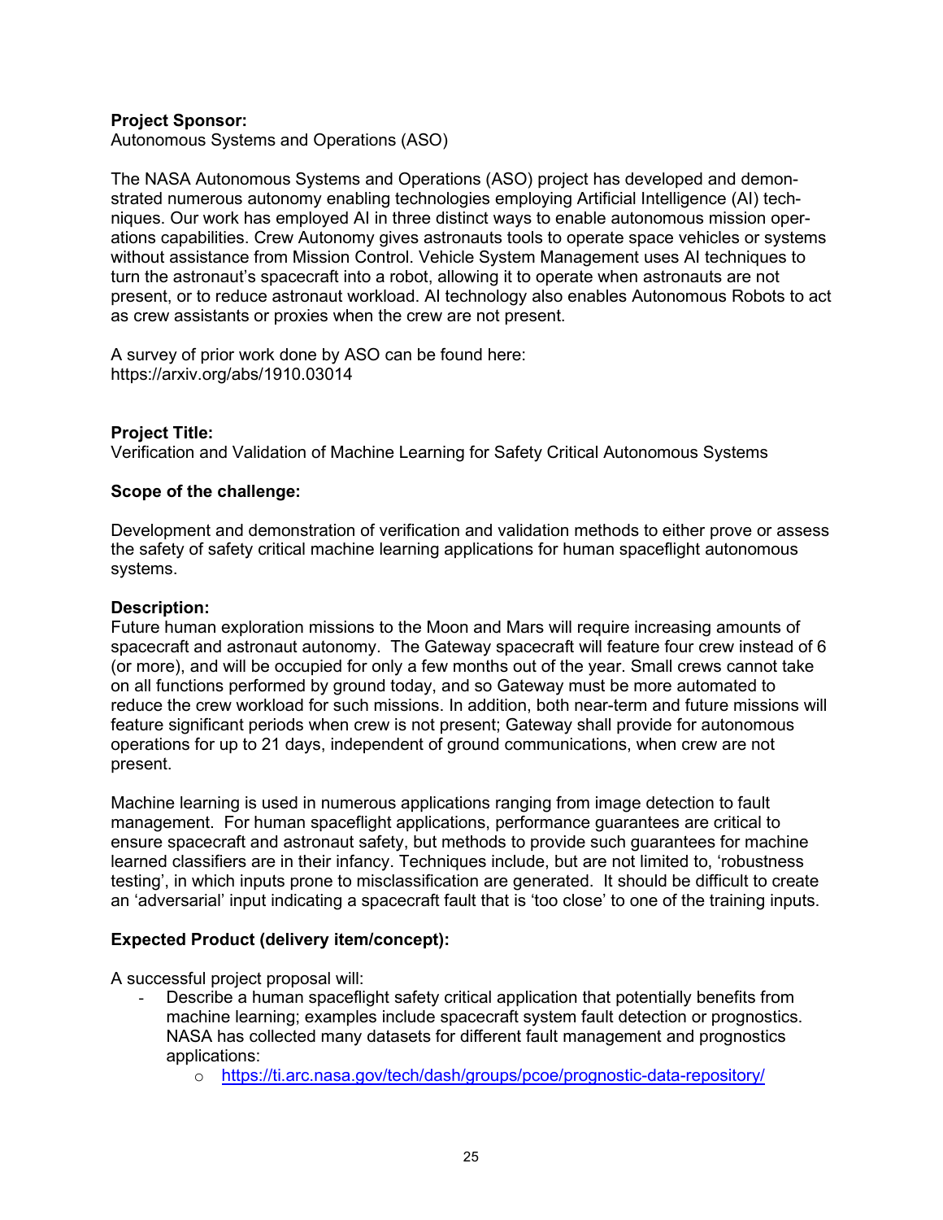**Project Sponsor:**
Autonomous Systems and Operations (ASO)

The NASA Autonomous Systems and Operations (ASO) project has developed and demonstrated numerous autonomy enabling technologies employing Artificial Intelligence (AI) techniques. Our work has employed AI in three distinct ways to enable autonomous mission operations capabilities. Crew Autonomy gives astronauts tools to operate space vehicles or systems without assistance from Mission Control. Vehicle System Management uses AI techniques to turn the astronaut's spacecraft into a robot, allowing it to operate when astronauts are not present, or to reduce astronaut workload. AI technology also enables Autonomous Robots to act as crew assistants or proxies when the crew are not present.

A survey of prior work done by ASO can be found here:
https://arxiv.org/abs/1910.03014

**Project Title:**
Verification and Validation of Machine Learning for Safety Critical Autonomous Systems

**Scope of the challenge:**

Development and demonstration of verification and validation methods to either prove or assess the safety of safety critical machine learning applications for human spaceflight autonomous systems.

**Description:**
Future human exploration missions to the Moon and Mars will require increasing amounts of spacecraft and astronaut autonomy. The Gateway spacecraft will feature four crew instead of 6 (or more), and will be occupied for only a few months out of the year. Small crews cannot take on all functions performed by ground today, and so Gateway must be more automated to reduce the crew workload for such missions. In addition, both near-term and future missions will feature significant periods when crew is not present; Gateway shall provide for autonomous operations for up to 21 days, independent of ground communications, when crew are not present.

Machine learning is used in numerous applications ranging from image detection to fault management. For human spaceflight applications, performance guarantees are critical to ensure spacecraft and astronaut safety, but methods to provide such guarantees for machine learned classifiers are in their infancy. Techniques include, but are not limited to, 'robustness testing', in which inputs prone to misclassification are generated. It should be difficult to create an 'adversarial' input indicating a spacecraft fault that is 'too close' to one of the training inputs.

**Expected Product (delivery item/concept):**

A successful project proposal will:

- Describe a human spaceflight safety critical application that potentially benefits from machine learning; examples include spacecraft system fault detection or prognostics. NASA has collected many datasets for different fault management and prognostics applications:
  - https://ti.arc.nasa.gov/tech/dash/groups/pcoe/prognostic-data-repository/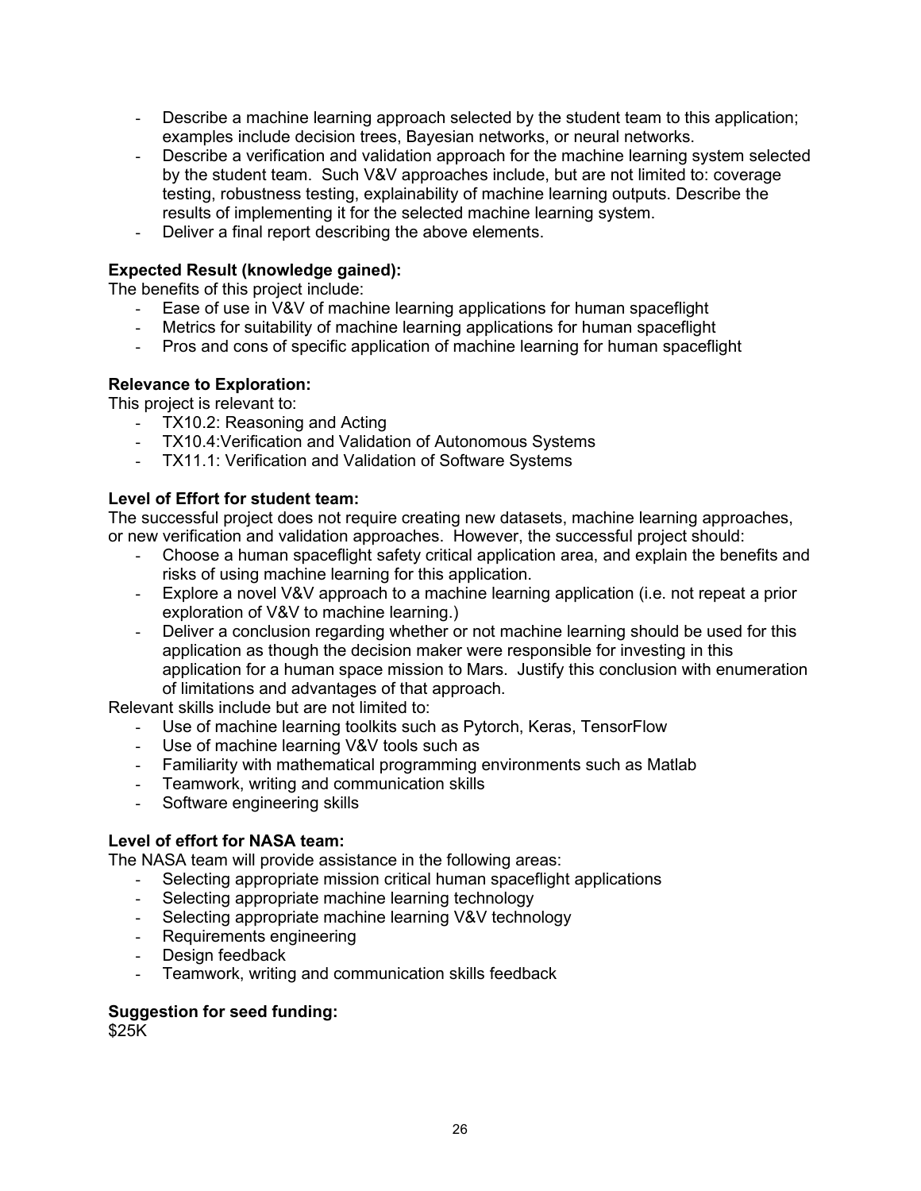- Describe a machine learning approach selected by the student team to this application; examples include decision trees, Bayesian networks, or neural networks.
- Describe a verification and validation approach for the machine learning system selected by the student team. Such V&V approaches include, but are not limited to: coverage testing, robustness testing, explainability of machine learning outputs. Describe the results of implementing it for the selected machine learning system.
- Deliver a final report describing the above elements.

**Expected Result (knowledge gained):**

The benefits of this project include:

- Ease of use in V&V of machine learning applications for human spaceflight
- Metrics for suitability of machine learning applications for human spaceflight
- Pros and cons of specific application of machine learning for human spaceflight

**Relevance to Exploration:**

This project is relevant to:

- TX10.2: Reasoning and Acting
- TX10.4:Verification and Validation of Autonomous Systems
- TX11.1: Verification and Validation of Software Systems

**Level of Effort for student team:**

The successful project does not require creating new datasets, machine learning approaches, or new verification and validation approaches. However, the successful project should:

- Choose a human spaceflight safety critical application area, and explain the benefits and risks of using machine learning for this application.
- Explore a novel V&V approach to a machine learning application (i.e. not repeat a prior exploration of V&V to machine learning.)
- Deliver a conclusion regarding whether or not machine learning should be used for this application as though the decision maker were responsible for investing in this application for a human space mission to Mars. Justify this conclusion with enumeration of limitations and advantages of that approach.

Relevant skills include but are not limited to:

- Use of machine learning toolkits such as Pytorch, Keras, TensorFlow
- Use of machine learning V&V tools such as
- Familiarity with mathematical programming environments such as Matlab
- Teamwork, writing and communication skills
- Software engineering skills

**Level of effort for NASA team:**

The NASA team will provide assistance in the following areas:

- Selecting appropriate mission critical human spaceflight applications
- Selecting appropriate machine learning technology
- Selecting appropriate machine learning V&V technology
- Requirements engineering
- Design feedback
- Teamwork, writing and communication skills feedback

**Suggestion for seed funding:**

$25K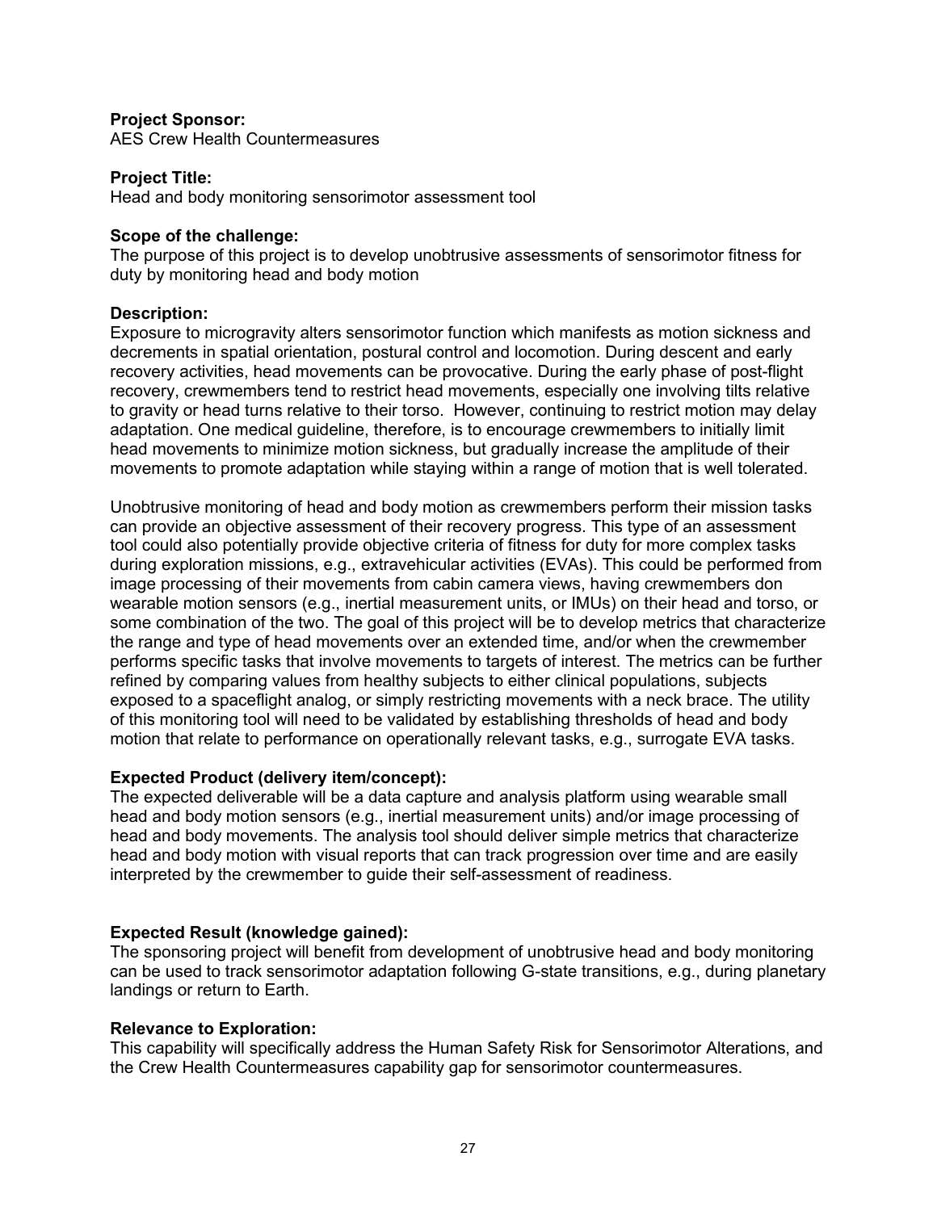**Project Sponsor:**
AES Crew Health Countermeasures

**Project Title:**
Head and body monitoring sensorimotor assessment tool

**Scope of the challenge:**
The purpose of this project is to develop unobtrusive assessments of sensorimotor fitness for duty by monitoring head and body motion

**Description:**
Exposure to microgravity alters sensorimotor function which manifests as motion sickness and decrements in spatial orientation, postural control and locomotion. During descent and early recovery activities, head movements can be provocative. During the early phase of post-flight recovery, crewmembers tend to restrict head movements, especially one involving tilts relative to gravity or head turns relative to their torso. However, continuing to restrict motion may delay adaptation. One medical guideline, therefore, is to encourage crewmembers to initially limit head movements to minimize motion sickness, but gradually increase the amplitude of their movements to promote adaptation while staying within a range of motion that is well tolerated.

Unobtrusive monitoring of head and body motion as crewmembers perform their mission tasks can provide an objective assessment of their recovery progress. This type of an assessment tool could also potentially provide objective criteria of fitness for duty for more complex tasks during exploration missions, e.g., extravehicular activities (EVAs). This could be performed from image processing of their movements from cabin camera views, having crewmembers don wearable motion sensors (e.g., inertial measurement units, or IMUs) on their head and torso, or some combination of the two. The goal of this project will be to develop metrics that characterize the range and type of head movements over an extended time, and/or when the crewmember performs specific tasks that involve movements to targets of interest. The metrics can be further refined by comparing values from healthy subjects to either clinical populations, subjects exposed to a spaceflight analog, or simply restricting movements with a neck brace. The utility of this monitoring tool will need to be validated by establishing thresholds of head and body motion that relate to performance on operationally relevant tasks, e.g., surrogate EVA tasks.

**Expected Product (delivery item/concept):**
The expected deliverable will be a data capture and analysis platform using wearable small head and body motion sensors (e.g., inertial measurement units) and/or image processing of head and body movements. The analysis tool should deliver simple metrics that characterize head and body motion with visual reports that can track progression over time and are easily interpreted by the crewmember to guide their self-assessment of readiness.

**Expected Result (knowledge gained):**
The sponsoring project will benefit from development of unobtrusive head and body monitoring can be used to track sensorimotor adaptation following G-state transitions, e.g., during planetary landings or return to Earth.

**Relevance to Exploration:**
This capability will specifically address the Human Safety Risk for Sensorimotor Alterations, and the Crew Health Countermeasures capability gap for sensorimotor countermeasures.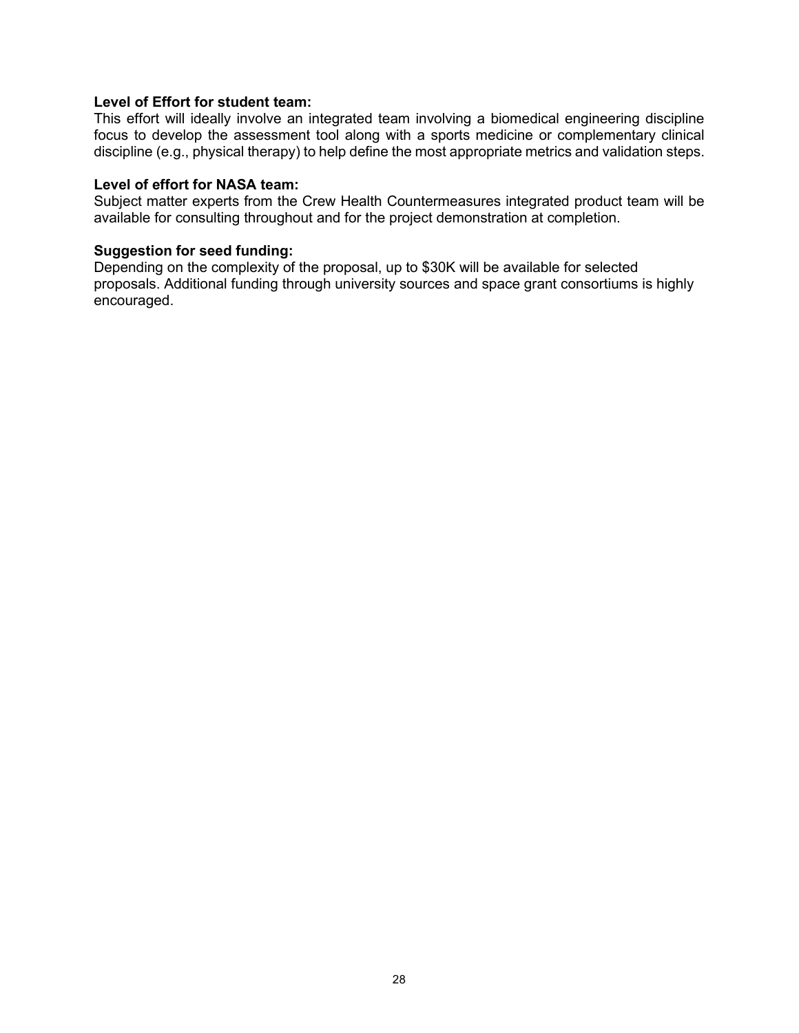**Level of Effort for student team:**
This effort will ideally involve an integrated team involving a biomedical engineering discipline focus to develop the assessment tool along with a sports medicine or complementary clinical discipline (e.g., physical therapy) to help define the most appropriate metrics and validation steps.

**Level of effort for NASA team:**
Subject matter experts from the Crew Health Countermeasures integrated product team will be available for consulting throughout and for the project demonstration at completion.

**Suggestion for seed funding:**
Depending on the complexity of the proposal, up to $30K will be available for selected proposals. Additional funding through university sources and space grant consortiums is highly encouraged.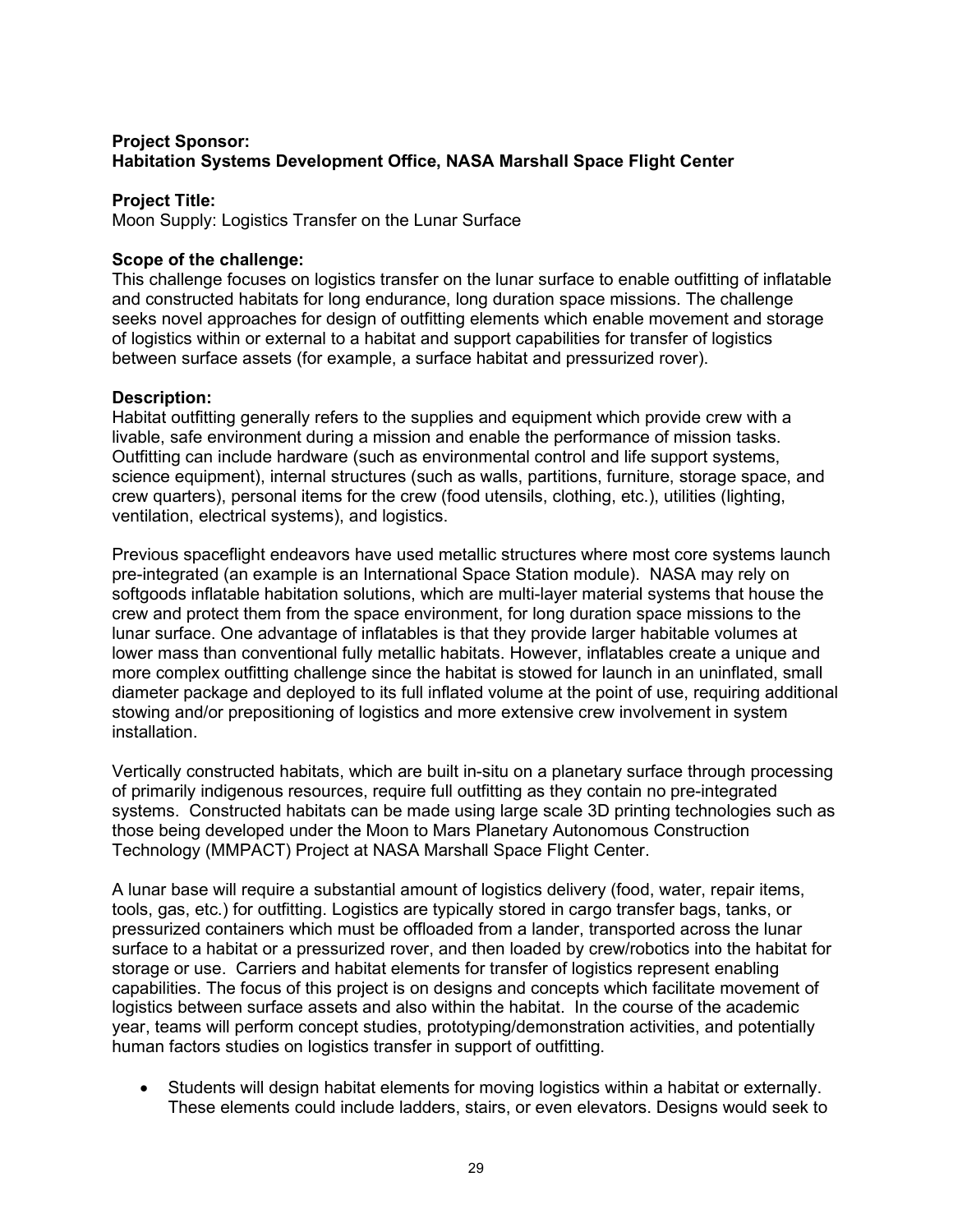**Project Sponsor:**
**Habitation Systems Development Office, NASA Marshall Space Flight Center**

**Project Title:**
Moon Supply: Logistics Transfer on the Lunar Surface

**Scope of the challenge:**
This challenge focuses on logistics transfer on the lunar surface to enable outfitting of inflatable and constructed habitats for long endurance, long duration space missions. The challenge seeks novel approaches for design of outfitting elements which enable movement and storage of logistics within or external to a habitat and support capabilities for transfer of logistics between surface assets (for example, a surface habitat and pressurized rover).

**Description:**
Habitat outfitting generally refers to the supplies and equipment which provide crew with a livable, safe environment during a mission and enable the performance of mission tasks. Outfitting can include hardware (such as environmental control and life support systems, science equipment), internal structures (such as walls, partitions, furniture, storage space, and crew quarters), personal items for the crew (food utensils, clothing, etc.), utilities (lighting, ventilation, electrical systems), and logistics.

Previous spaceflight endeavors have used metallic structures where most core systems launch pre-integrated (an example is an International Space Station module). NASA may rely on softgoods inflatable habitation solutions, which are multi-layer material systems that house the crew and protect them from the space environment, for long duration space missions to the lunar surface. One advantage of inflatables is that they provide larger habitable volumes at lower mass than conventional fully metallic habitats. However, inflatables create a unique and more complex outfitting challenge since the habitat is stowed for launch in an uninflated, small diameter package and deployed to its full inflated volume at the point of use, requiring additional stowing and/or prepositioning of logistics and more extensive crew involvement in system installation.

Vertically constructed habitats, which are built in-situ on a planetary surface through processing of primarily indigenous resources, require full outfitting as they contain no pre-integrated systems. Constructed habitats can be made using large scale 3D printing technologies such as those being developed under the Moon to Mars Planetary Autonomous Construction Technology (MMPACT) Project at NASA Marshall Space Flight Center.

A lunar base will require a substantial amount of logistics delivery (food, water, repair items, tools, gas, etc.) for outfitting. Logistics are typically stored in cargo transfer bags, tanks, or pressurized containers which must be offloaded from a lander, transported across the lunar surface to a habitat or a pressurized rover, and then loaded by crew/robotics into the habitat for storage or use. Carriers and habitat elements for transfer of logistics represent enabling capabilities. The focus of this project is on designs and concepts which facilitate movement of logistics between surface assets and also within the habitat. In the course of the academic year, teams will perform concept studies, prototyping/demonstration activities, and potentially human factors studies on logistics transfer in support of outfitting.

- Students will design habitat elements for moving logistics within a habitat or externally. These elements could include ladders, stairs, or even elevators. Designs would seek to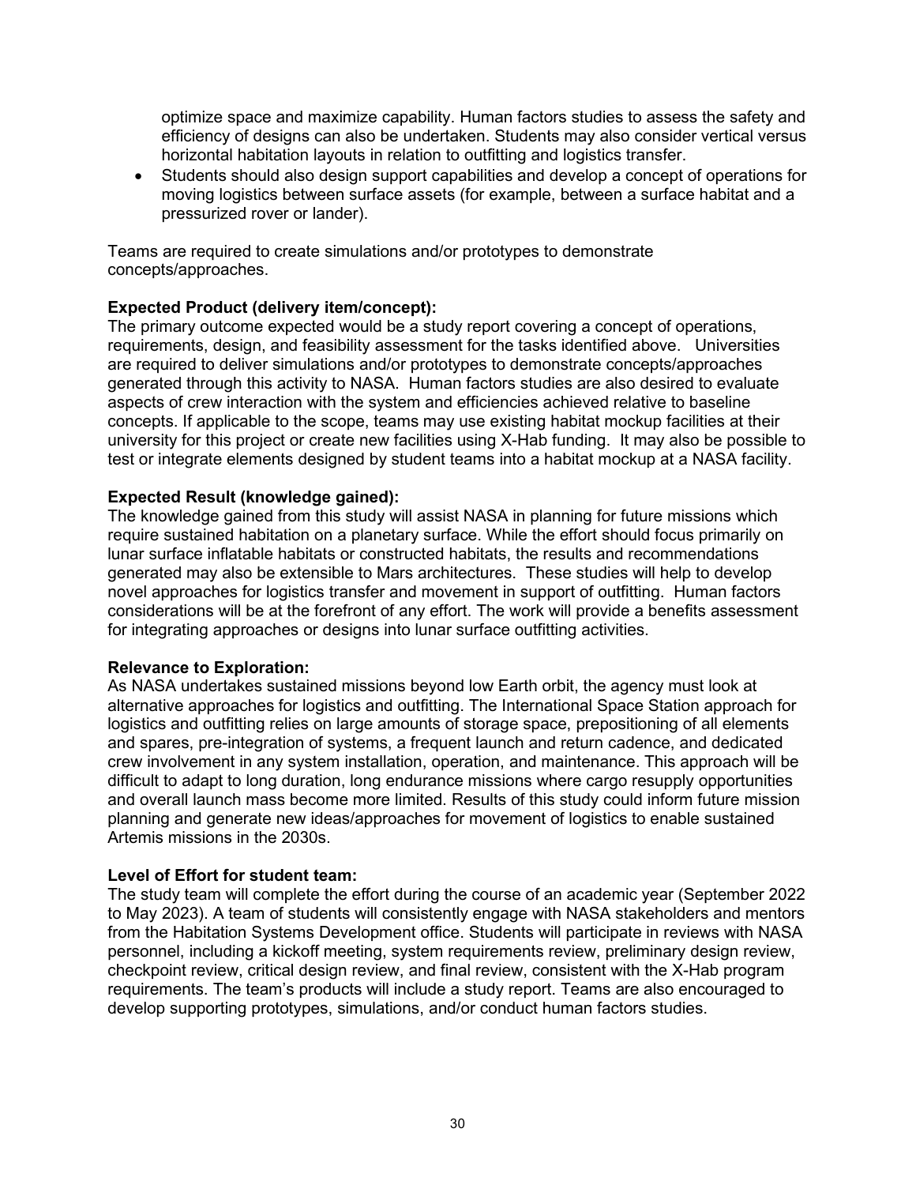optimize space and maximize capability. Human factors studies to assess the safety and efficiency of designs can also be undertaken. Students may also consider vertical versus horizontal habitation layouts in relation to outfitting and logistics transfer.

- Students should also design support capabilities and develop a concept of operations for moving logistics between surface assets (for example, between a surface habitat and a pressurized rover or lander).

Teams are required to create simulations and/or prototypes to demonstrate concepts/approaches.

**Expected Product (delivery item/concept):**
The primary outcome expected would be a study report covering a concept of operations, requirements, design, and feasibility assessment for the tasks identified above. Universities are required to deliver simulations and/or prototypes to demonstrate concepts/approaches generated through this activity to NASA. Human factors studies are also desired to evaluate aspects of crew interaction with the system and efficiencies achieved relative to baseline concepts. If applicable to the scope, teams may use existing habitat mockup facilities at their university for this project or create new facilities using X-Hab funding. It may also be possible to test or integrate elements designed by student teams into a habitat mockup at a NASA facility.

**Expected Result (knowledge gained):**
The knowledge gained from this study will assist NASA in planning for future missions which require sustained habitation on a planetary surface. While the effort should focus primarily on lunar surface inflatable habitats or constructed habitats, the results and recommendations generated may also be extensible to Mars architectures. These studies will help to develop novel approaches for logistics transfer and movement in support of outfitting. Human factors considerations will be at the forefront of any effort. The work will provide a benefits assessment for integrating approaches or designs into lunar surface outfitting activities.

**Relevance to Exploration:**
As NASA undertakes sustained missions beyond low Earth orbit, the agency must look at alternative approaches for logistics and outfitting. The International Space Station approach for logistics and outfitting relies on large amounts of storage space, prepositioning of all elements and spares, pre-integration of systems, a frequent launch and return cadence, and dedicated crew involvement in any system installation, operation, and maintenance. This approach will be difficult to adapt to long duration, long endurance missions where cargo resupply opportunities and overall launch mass become more limited. Results of this study could inform future mission planning and generate new ideas/approaches for movement of logistics to enable sustained Artemis missions in the 2030s.

**Level of Effort for student team:**
The study team will complete the effort during the course of an academic year (September 2022 to May 2023). A team of students will consistently engage with NASA stakeholders and mentors from the Habitation Systems Development office. Students will participate in reviews with NASA personnel, including a kickoff meeting, system requirements review, preliminary design review, checkpoint review, critical design review, and final review, consistent with the X-Hab program requirements. The team's products will include a study report. Teams are also encouraged to develop supporting prototypes, simulations, and/or conduct human factors studies.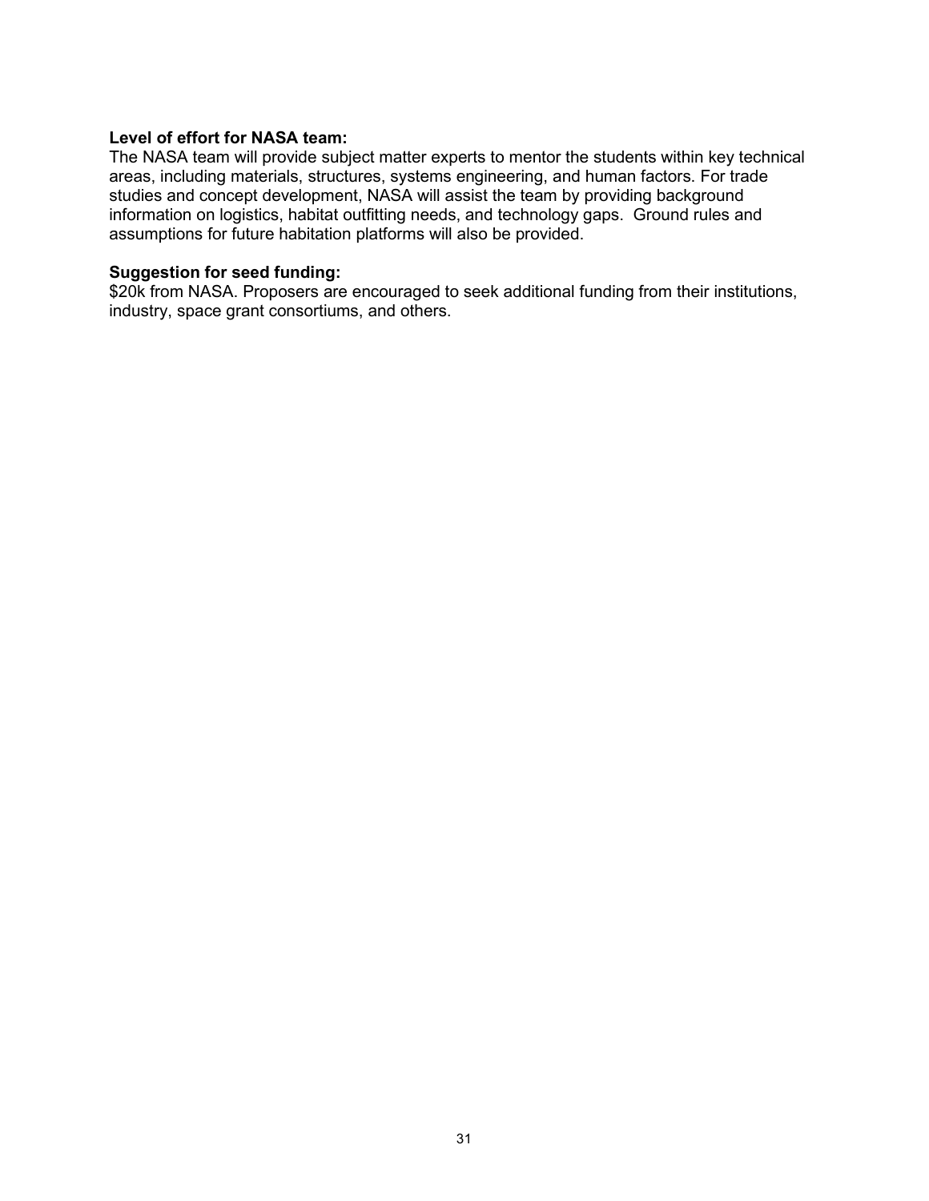**Level of effort for NASA team:**
The NASA team will provide subject matter experts to mentor the students within key technical areas, including materials, structures, systems engineering, and human factors. For trade studies and concept development, NASA will assist the team by providing background information on logistics, habitat outfitting needs, and technology gaps. Ground rules and assumptions for future habitation platforms will also be provided.

**Suggestion for seed funding:**
$20k from NASA. Proposers are encouraged to seek additional funding from their institutions, industry, space grant consortiums, and others.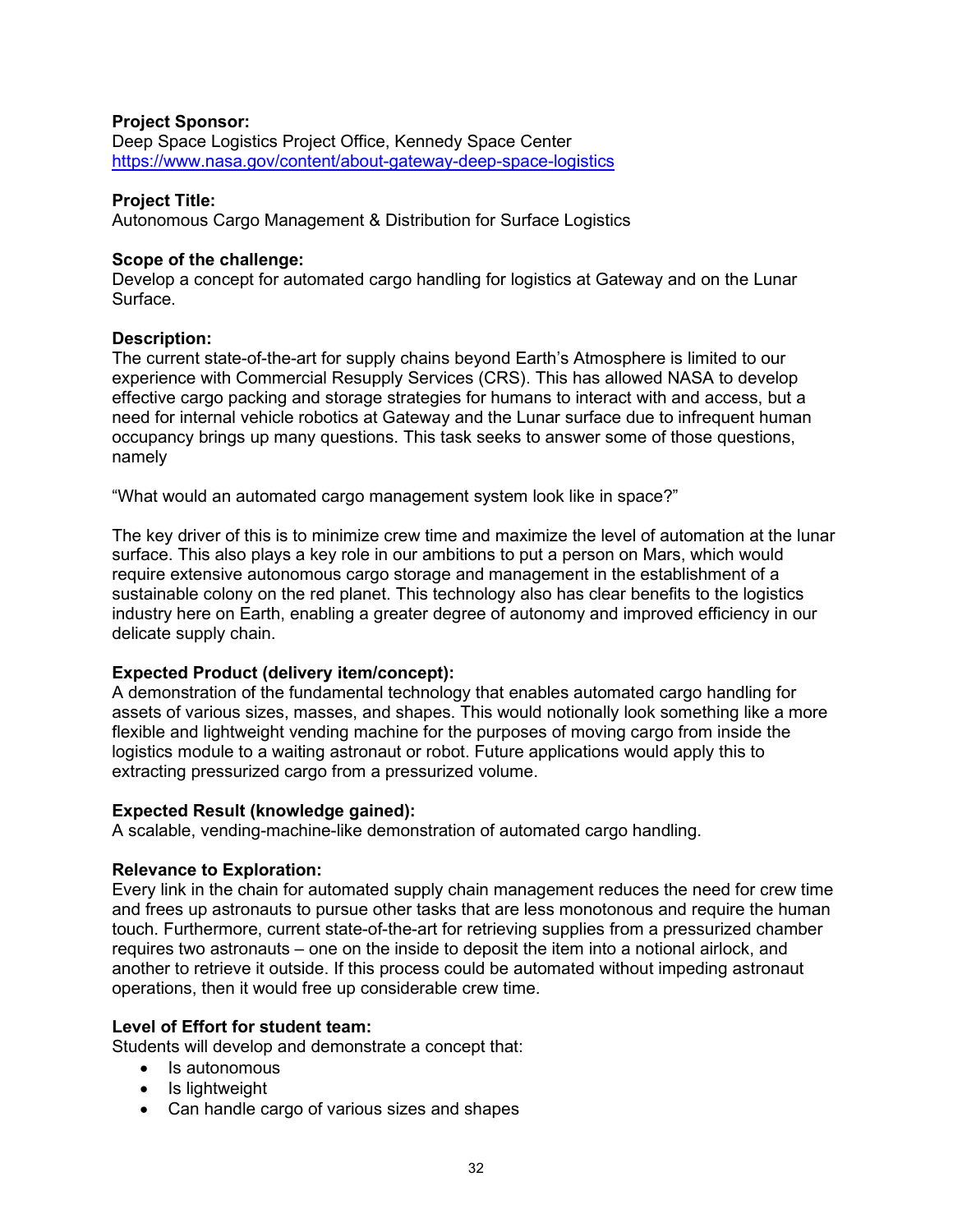**Project Sponsor:**
Deep Space Logistics Project Office, Kennedy Space Center
https://www.nasa.gov/content/about-gateway-deep-space-logistics

**Project Title:**
Autonomous Cargo Management & Distribution for Surface Logistics

**Scope of the challenge:**
Develop a concept for automated cargo handling for logistics at Gateway and on the Lunar Surface.

**Description:**
The current state-of-the-art for supply chains beyond Earth's Atmosphere is limited to our experience with Commercial Resupply Services (CRS). This has allowed NASA to develop effective cargo packing and storage strategies for humans to interact with and access, but a need for internal vehicle robotics at Gateway and the Lunar surface due to infrequent human occupancy brings up many questions. This task seeks to answer some of those questions, namely

"What would an automated cargo management system look like in space?"

The key driver of this is to minimize crew time and maximize the level of automation at the lunar surface. This also plays a key role in our ambitions to put a person on Mars, which would require extensive autonomous cargo storage and management in the establishment of a sustainable colony on the red planet. This technology also has clear benefits to the logistics industry here on Earth, enabling a greater degree of autonomy and improved efficiency in our delicate supply chain.

**Expected Product (delivery item/concept):**
A demonstration of the fundamental technology that enables automated cargo handling for assets of various sizes, masses, and shapes. This would notionally look something like a more flexible and lightweight vending machine for the purposes of moving cargo from inside the logistics module to a waiting astronaut or robot. Future applications would apply this to extracting pressurized cargo from a pressurized volume.

**Expected Result (knowledge gained):**
A scalable, vending-machine-like demonstration of automated cargo handling.

**Relevance to Exploration:**
Every link in the chain for automated supply chain management reduces the need for crew time and frees up astronauts to pursue other tasks that are less monotonous and require the human touch. Furthermore, current state-of-the-art for retrieving supplies from a pressurized chamber requires two astronauts – one on the inside to deposit the item into a notional airlock, and another to retrieve it outside. If this process could be automated without impeding astronaut operations, then it would free up considerable crew time.

**Level of Effort for student team:**
Students will develop and demonstrate a concept that:

- Is autonomous
- Is lightweight
- Can handle cargo of various sizes and shapes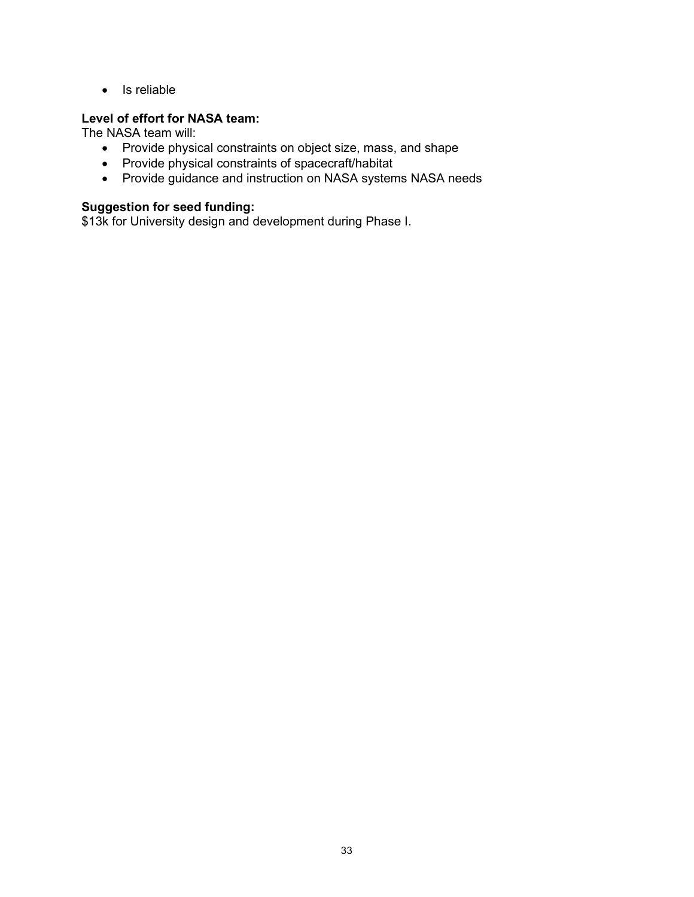- Is reliable

**Level of effort for NASA team:**
The NASA team will:

- Provide physical constraints on object size, mass, and shape
- Provide physical constraints of spacecraft/habitat
- Provide guidance and instruction on NASA systems NASA needs

**Suggestion for seed funding:**
$13k for University design and development during Phase I.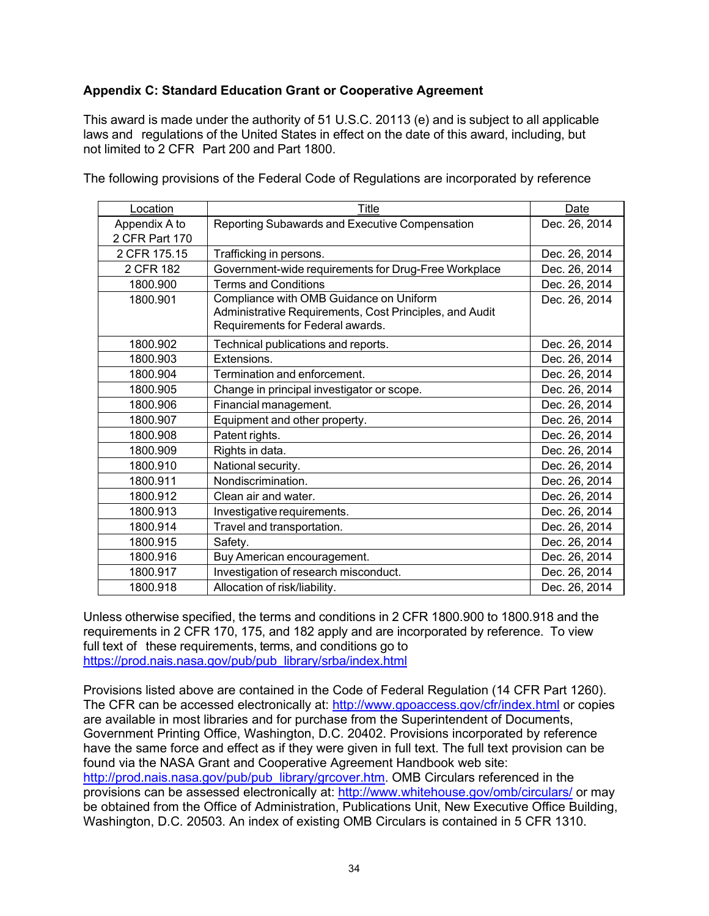**Appendix C: Standard Education Grant or Cooperative Agreement**

This award is made under the authority of 51 U.S.C. 20113 (e) and is subject to all applicable laws and regulations of the United States in effect on the date of this award, including, but not limited to 2 CFR Part 200 and Part 1800.

The following provisions of the Federal Code of Regulations are incorporated by reference

| Location | Title | Date |
|---|---|---|
| Appendix A to 2 CFR Part 170 | Reporting Subawards and Executive Compensation | Dec. 26, 2014 |
| 2 CFR 175.15 | Trafficking in persons. | Dec. 26, 2014 |
| 2 CFR 182 | Government-wide requirements for Drug-Free Workplace | Dec. 26, 2014 |
| 1800.900 | Terms and Conditions | Dec. 26, 2014 |
| 1800.901 | Compliance with OMB Guidance on Uniform Administrative Requirements, Cost Principles, and Audit Requirements for Federal awards. | Dec. 26, 2014 |
| 1800.902 | Technical publications and reports. | Dec. 26, 2014 |
| 1800.903 | Extensions. | Dec. 26, 2014 |
| 1800.904 | Termination and enforcement. | Dec. 26, 2014 |
| 1800.905 | Change in principal investigator or scope. | Dec. 26, 2014 |
| 1800.906 | Financial management. | Dec. 26, 2014 |
| 1800.907 | Equipment and other property. | Dec. 26, 2014 |
| 1800.908 | Patent rights. | Dec. 26, 2014 |
| 1800.909 | Rights in data. | Dec. 26, 2014 |
| 1800.910 | National security. | Dec. 26, 2014 |
| 1800.911 | Nondiscrimination. | Dec. 26, 2014 |
| 1800.912 | Clean air and water. | Dec. 26, 2014 |
| 1800.913 | Investigative requirements. | Dec. 26, 2014 |
| 1800.914 | Travel and transportation. | Dec. 26, 2014 |
| 1800.915 | Safety. | Dec. 26, 2014 |
| 1800.916 | Buy American encouragement. | Dec. 26, 2014 |
| 1800.917 | Investigation of research misconduct. | Dec. 26, 2014 |
| 1800.918 | Allocation of risk/liability. | Dec. 26, 2014 |

Unless otherwise specified, the terms and conditions in 2 CFR 1800.900 to 1800.918 and the requirements in 2 CFR 170, 175, and 182 apply and are incorporated by reference. To view full text of these requirements, terms, and conditions go to https://prod.nais.nasa.gov/pub/pub_library/srba/index.html

Provisions listed above are contained in the Code of Federal Regulation (14 CFR Part 1260). The CFR can be accessed electronically at: http://www.gpoaccess.gov/cfr/index.html or copies are available in most libraries and for purchase from the Superintendent of Documents, Government Printing Office, Washington, D.C. 20402. Provisions incorporated by reference have the same force and effect as if they were given in full text. The full text provision can be found via the NASA Grant and Cooperative Agreement Handbook web site: http://prod.nais.nasa.gov/pub/pub_library/grcover.htm. OMB Circulars referenced in the provisions can be assessed electronically at: http://www.whitehouse.gov/omb/circulars/ or may be obtained from the Office of Administration, Publications Unit, New Executive Office Building, Washington, D.C. 20503. An index of existing OMB Circulars is contained in 5 CFR 1310.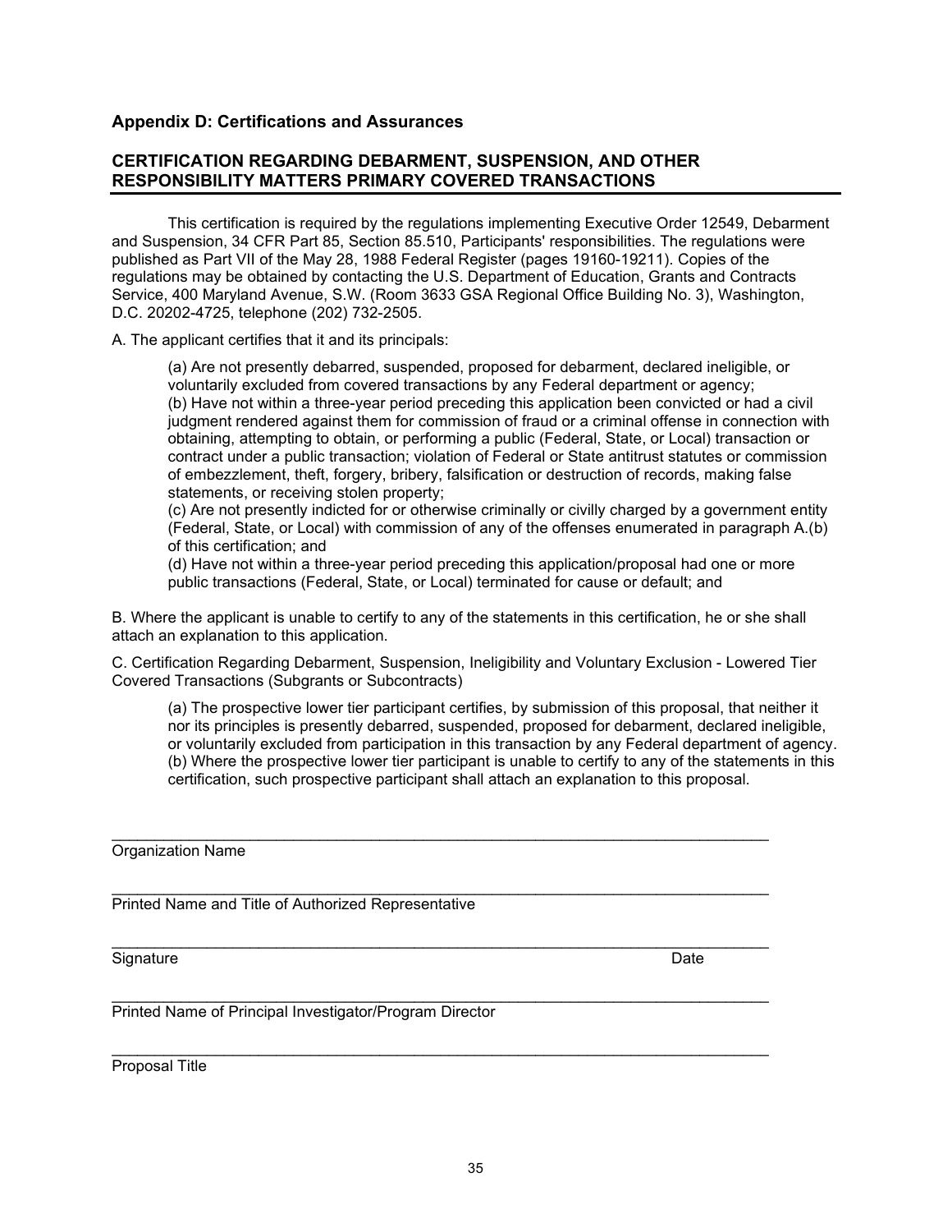## Appendix D: Certifications and Assurances

## CERTIFICATION REGARDING DEBARMENT, SUSPENSION, AND OTHER RESPONSIBILITY MATTERS PRIMARY COVERED TRANSACTIONS

This certification is required by the regulations implementing Executive Order 12549, Debarment and Suspension, 34 CFR Part 85, Section 85.510, Participants' responsibilities. The regulations were published as Part VII of the May 28, 1988 Federal Register (pages 19160-19211). Copies of the regulations may be obtained by contacting the U.S. Department of Education, Grants and Contracts Service, 400 Maryland Avenue, S.W. (Room 3633 GSA Regional Office Building No. 3), Washington, D.C. 20202-4725, telephone (202) 732-2505.

A. The applicant certifies that it and its principals:

(a) Are not presently debarred, suspended, proposed for debarment, declared ineligible, or voluntarily excluded from covered transactions by any Federal department or agency;
(b) Have not within a three-year period preceding this application been convicted or had a civil judgment rendered against them for commission of fraud or a criminal offense in connection with obtaining, attempting to obtain, or performing a public (Federal, State, or Local) transaction or contract under a public transaction; violation of Federal or State antitrust statutes or commission of embezzlement, theft, forgery, bribery, falsification or destruction of records, making false statements, or receiving stolen property;
(c) Are not presently indicted for or otherwise criminally or civilly charged by a government entity (Federal, State, or Local) with commission of any of the offenses enumerated in paragraph A.(b) of this certification; and
(d) Have not within a three-year period preceding this application/proposal had one or more public transactions (Federal, State, or Local) terminated for cause or default; and

B. Where the applicant is unable to certify to any of the statements in this certification, he or she shall attach an explanation to this application.

C. Certification Regarding Debarment, Suspension, Ineligibility and Voluntary Exclusion - Lowered Tier Covered Transactions (Subgrants or Subcontracts)

(a) The prospective lower tier participant certifies, by submission of this proposal, that neither it nor its principles is presently debarred, suspended, proposed for debarment, declared ineligible, or voluntarily excluded from participation in this transaction by any Federal department of agency.
(b) Where the prospective lower tier participant is unable to certify to any of the statements in this certification, such prospective participant shall attach an explanation to this proposal.

\_\_\_\_\_\_\_\_\_\_\_\_\_\_\_\_\_\_\_\_\_\_\_\_\_\_\_\_\_\_\_\_\_\_\_\_\_\_\_\_\_\_\_\_\_\_\_\_\_\_\_\_\_\_\_\_\_\_\_\_\_\_
Organization Name

\_\_\_\_\_\_\_\_\_\_\_\_\_\_\_\_\_\_\_\_\_\_\_\_\_\_\_\_\_\_\_\_\_\_\_\_\_\_\_\_\_\_\_\_\_\_\_\_\_\_\_\_\_\_\_\_\_\_\_\_\_\_
Printed Name and Title of Authorized Representative

\_\_\_\_\_\_\_\_\_\_\_\_\_\_\_\_\_\_\_\_\_\_\_\_\_\_\_\_\_\_\_\_\_\_\_\_\_\_\_\_\_\_\_\_\_\_\_\_\_\_\_\_\_\_\_\_\_\_\_\_\_\_
Signature Date

\_\_\_\_\_\_\_\_\_\_\_\_\_\_\_\_\_\_\_\_\_\_\_\_\_\_\_\_\_\_\_\_\_\_\_\_\_\_\_\_\_\_\_\_\_\_\_\_\_\_\_\_\_\_\_\_\_\_\_\_\_\_
Printed Name of Principal Investigator/Program Director

\_\_\_\_\_\_\_\_\_\_\_\_\_\_\_\_\_\_\_\_\_\_\_\_\_\_\_\_\_\_\_\_\_\_\_\_\_\_\_\_\_\_\_\_\_\_\_\_\_\_\_\_\_\_\_\_\_\_\_\_\_\_
Proposal Title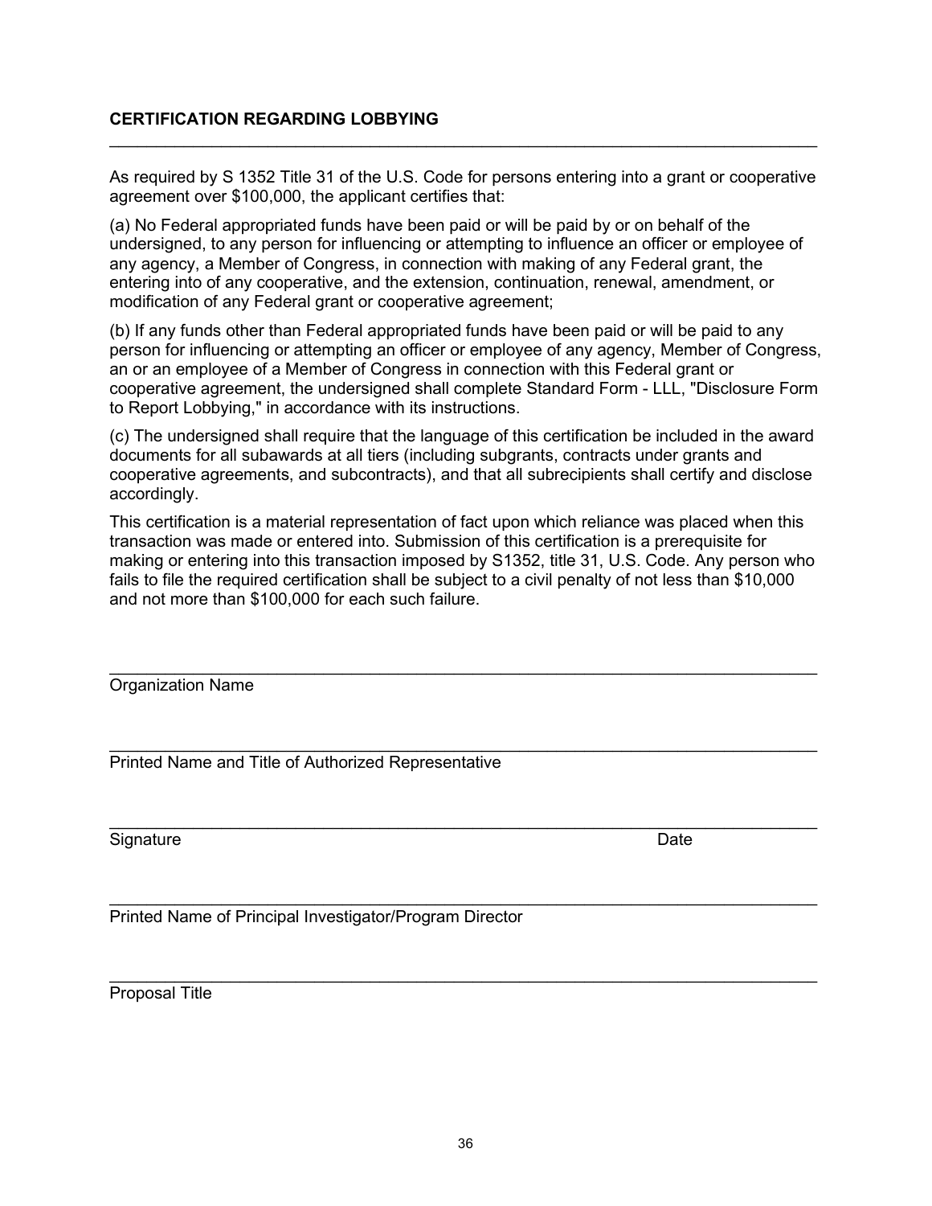## CERTIFICATION REGARDING LOBBYING

---

As required by S 1352 Title 31 of the U.S. Code for persons entering into a grant or cooperative agreement over $100,000, the applicant certifies that:

(a) No Federal appropriated funds have been paid or will be paid by or on behalf of the undersigned, to any person for influencing or attempting to influence an officer or employee of any agency, a Member of Congress, in connection with making of any Federal grant, the entering into of any cooperative, and the extension, continuation, renewal, amendment, or modification of any Federal grant or cooperative agreement;

(b) If any funds other than Federal appropriated funds have been paid or will be paid to any person for influencing or attempting an officer or employee of any agency, Member of Congress, an or an employee of a Member of Congress in connection with this Federal grant or cooperative agreement, the undersigned shall complete Standard Form - LLL, "Disclosure Form to Report Lobbying," in accordance with its instructions.

(c) The undersigned shall require that the language of this certification be included in the award documents for all subawards at all tiers (including subgrants, contracts under grants and cooperative agreements, and subcontracts), and that all subrecipients shall certify and disclose accordingly.

This certification is a material representation of fact upon which reliance was placed when this transaction was made or entered into. Submission of this certification is a prerequisite for making or entering into this transaction imposed by S1352, title 31, U.S. Code. Any person who fails to file the required certification shall be subject to a civil penalty of not less than $10,000 and not more than $100,000 for each such failure.

\_\_\_\_\_\_\_\_\_\_\_\_\_\_\_\_\_\_\_\_\_\_\_\_\_\_\_\_\_\_\_\_\_\_\_\_\_\_\_\_\_\_\_\_\_\_\_\_\_\_\_\_\_\_\_\_\_\_\_\_

Organization Name

\_\_\_\_\_\_\_\_\_\_\_\_\_\_\_\_\_\_\_\_\_\_\_\_\_\_\_\_\_\_\_\_\_\_\_\_\_\_\_\_\_\_\_\_\_\_\_\_\_\_\_\_\_\_\_\_\_\_\_\_

Printed Name and Title of Authorized Representative

\_\_\_\_\_\_\_\_\_\_\_\_\_\_\_\_\_\_\_\_\_\_\_\_\_\_\_\_\_\_\_\_\_\_\_\_\_\_\_\_\_\_\_\_\_\_\_\_\_\_\_\_\_\_\_\_\_\_\_\_

Signature Date

\_\_\_\_\_\_\_\_\_\_\_\_\_\_\_\_\_\_\_\_\_\_\_\_\_\_\_\_\_\_\_\_\_\_\_\_\_\_\_\_\_\_\_\_\_\_\_\_\_\_\_\_\_\_\_\_\_\_\_\_

Printed Name of Principal Investigator/Program Director

\_\_\_\_\_\_\_\_\_\_\_\_\_\_\_\_\_\_\_\_\_\_\_\_\_\_\_\_\_\_\_\_\_\_\_\_\_\_\_\_\_\_\_\_\_\_\_\_\_\_\_\_\_\_\_\_\_\_\_\_

Proposal Title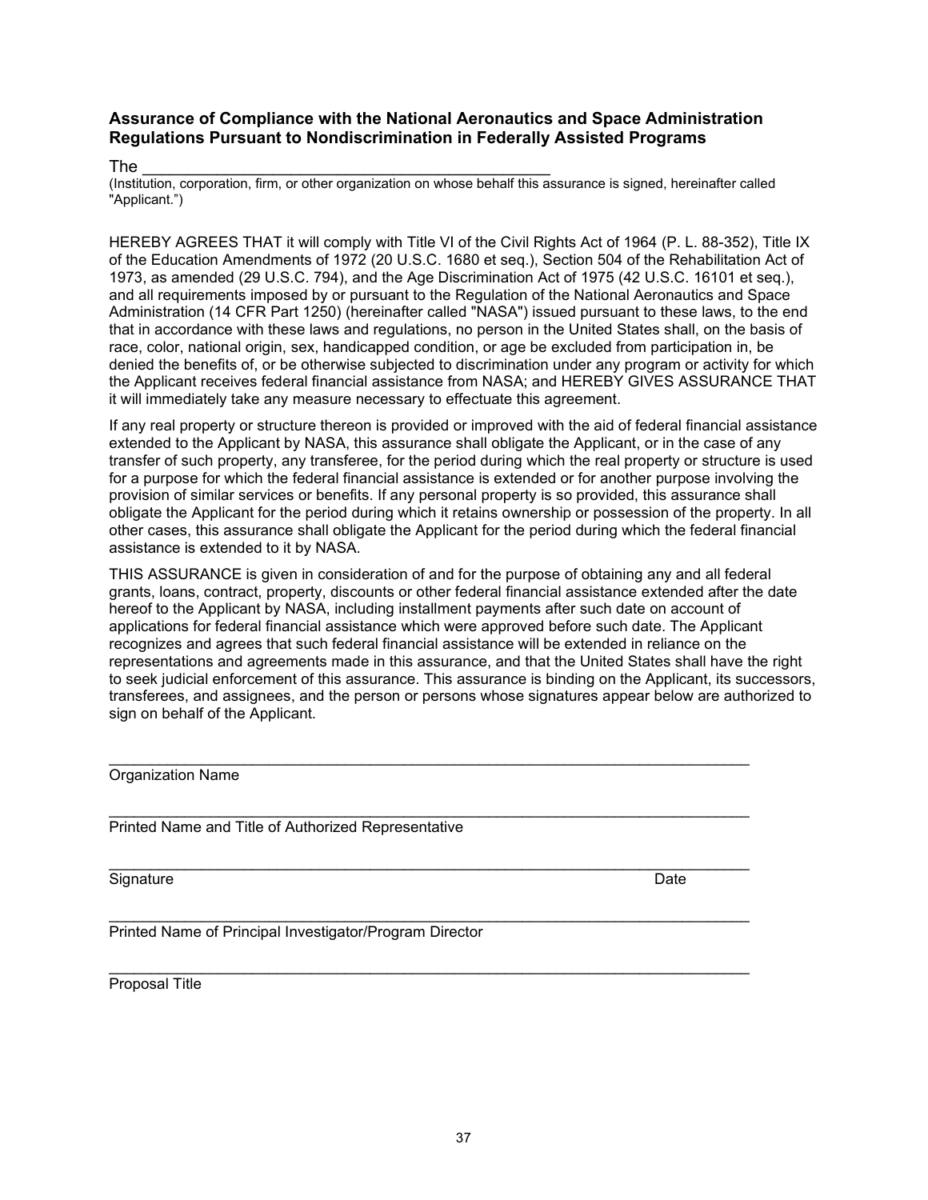### Assurance of Compliance with the National Aeronautics and Space Administration Regulations Pursuant to Nondiscrimination in Federally Assisted Programs

The _______________________________________________

(Institution, corporation, firm, or other organization on whose behalf this assurance is signed, hereinafter called "Applicant.")

HEREBY AGREES THAT it will comply with Title VI of the Civil Rights Act of 1964 (P. L. 88-352), Title IX of the Education Amendments of 1972 (20 U.S.C. 1680 et seq.), Section 504 of the Rehabilitation Act of 1973, as amended (29 U.S.C. 794), and the Age Discrimination Act of 1975 (42 U.S.C. 16101 et seq.), and all requirements imposed by or pursuant to the Regulation of the National Aeronautics and Space Administration (14 CFR Part 1250) (hereinafter called "NASA") issued pursuant to these laws, to the end that in accordance with these laws and regulations, no person in the United States shall, on the basis of race, color, national origin, sex, handicapped condition, or age be excluded from participation in, be denied the benefits of, or be otherwise subjected to discrimination under any program or activity for which the Applicant receives federal financial assistance from NASA; and HEREBY GIVES ASSURANCE THAT it will immediately take any measure necessary to effectuate this agreement.

If any real property or structure thereon is provided or improved with the aid of federal financial assistance extended to the Applicant by NASA, this assurance shall obligate the Applicant, or in the case of any transfer of such property, any transferee, for the period during which the real property or structure is used for a purpose for which the federal financial assistance is extended or for another purpose involving the provision of similar services or benefits. If any personal property is so provided, this assurance shall obligate the Applicant for the period during which it retains ownership or possession of the property. In all other cases, this assurance shall obligate the Applicant for the period during which the federal financial assistance is extended to it by NASA.

THIS ASSURANCE is given in consideration of and for the purpose of obtaining any and all federal grants, loans, contract, property, discounts or other federal financial assistance extended after the date hereof to the Applicant by NASA, including installment payments after such date on account of applications for federal financial assistance which were approved before such date. The Applicant recognizes and agrees that such federal financial assistance will be extended in reliance on the representations and agreements made in this assurance, and that the United States shall have the right to seek judicial enforcement of this assurance. This assurance is binding on the Applicant, its successors, transferees, and assignees, and the person or persons whose signatures appear below are authorized to sign on behalf of the Applicant.

_______________________________________________________________________________

Organization Name

_______________________________________________________________________________

Printed Name and Title of Authorized Representative

_______________________________________________________________________________

Signature Date

_______________________________________________________________________________

Printed Name of Principal Investigator/Program Director

_______________________________________________________________________________

Proposal Title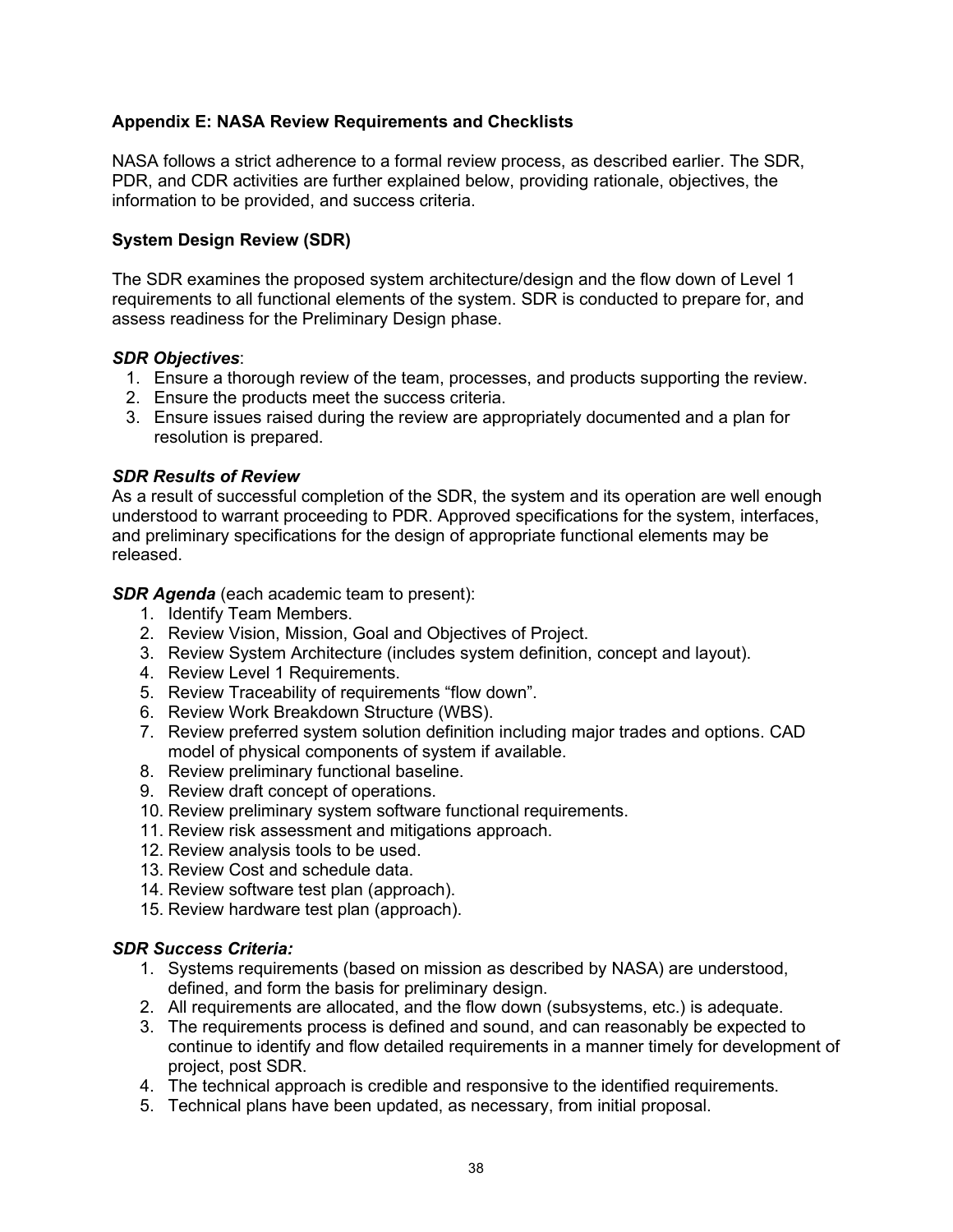### Appendix E: NASA Review Requirements and Checklists

NASA follows a strict adherence to a formal review process, as described earlier. The SDR, PDR, and CDR activities are further explained below, providing rationale, objectives, the information to be provided, and success criteria.

### System Design Review (SDR)

The SDR examines the proposed system architecture/design and the flow down of Level 1 requirements to all functional elements of the system. SDR is conducted to prepare for, and assess readiness for the Preliminary Design phase.

***SDR Objectives***:

1. Ensure a thorough review of the team, processes, and products supporting the review.
2. Ensure the products meet the success criteria.
3. Ensure issues raised during the review are appropriately documented and a plan for resolution is prepared.

***SDR Results of Review***

As a result of successful completion of the SDR, the system and its operation are well enough understood to warrant proceeding to PDR. Approved specifications for the system, interfaces, and preliminary specifications for the design of appropriate functional elements may be released.

***SDR Agenda*** (each academic team to present):

1. Identify Team Members.
2. Review Vision, Mission, Goal and Objectives of Project.
3. Review System Architecture (includes system definition, concept and layout).
4. Review Level 1 Requirements.
5. Review Traceability of requirements "flow down".
6. Review Work Breakdown Structure (WBS).
7. Review preferred system solution definition including major trades and options. CAD model of physical components of system if available.
8. Review preliminary functional baseline.
9. Review draft concept of operations.
10. Review preliminary system software functional requirements.
11. Review risk assessment and mitigations approach.
12. Review analysis tools to be used.
13. Review Cost and schedule data.
14. Review software test plan (approach).
15. Review hardware test plan (approach).

***SDR Success Criteria:***

1. Systems requirements (based on mission as described by NASA) are understood, defined, and form the basis for preliminary design.
2. All requirements are allocated, and the flow down (subsystems, etc.) is adequate.
3. The requirements process is defined and sound, and can reasonably be expected to continue to identify and flow detailed requirements in a manner timely for development of project, post SDR.
4. The technical approach is credible and responsive to the identified requirements.
5. Technical plans have been updated, as necessary, from initial proposal.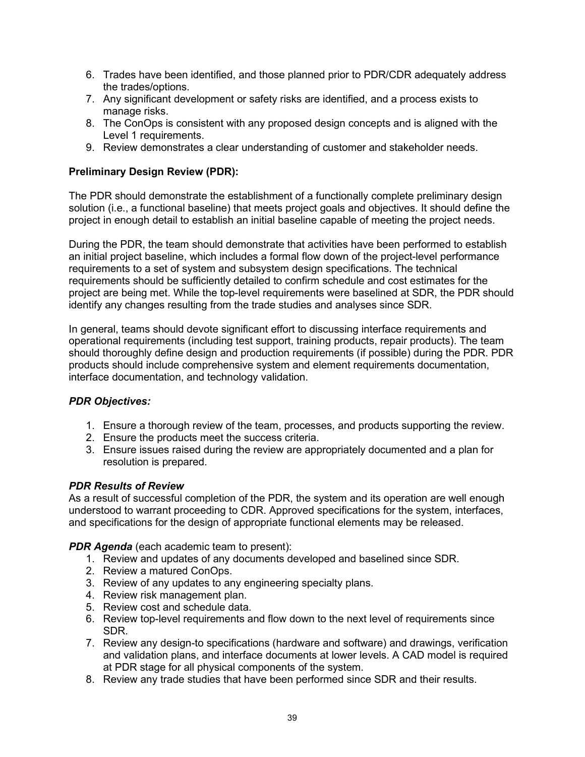6. Trades have been identified, and those planned prior to PDR/CDR adequately address the trades/options.
7. Any significant development or safety risks are identified, and a process exists to manage risks.
8. The ConOps is consistent with any proposed design concepts and is aligned with the Level 1 requirements.
9. Review demonstrates a clear understanding of customer and stakeholder needs.

**Preliminary Design Review (PDR):**

The PDR should demonstrate the establishment of a functionally complete preliminary design solution (i.e., a functional baseline) that meets project goals and objectives. It should define the project in enough detail to establish an initial baseline capable of meeting the project needs.

During the PDR, the team should demonstrate that activities have been performed to establish an initial project baseline, which includes a formal flow down of the project-level performance requirements to a set of system and subsystem design specifications. The technical requirements should be sufficiently detailed to confirm schedule and cost estimates for the project are being met. While the top-level requirements were baselined at SDR, the PDR should identify any changes resulting from the trade studies and analyses since SDR.

In general, teams should devote significant effort to discussing interface requirements and operational requirements (including test support, training products, repair products). The team should thoroughly define design and production requirements (if possible) during the PDR. PDR products should include comprehensive system and element requirements documentation, interface documentation, and technology validation.

***PDR Objectives:***

1. Ensure a thorough review of the team, processes, and products supporting the review.
2. Ensure the products meet the success criteria.
3. Ensure issues raised during the review are appropriately documented and a plan for resolution is prepared.

***PDR Results of Review***

As a result of successful completion of the PDR, the system and its operation are well enough understood to warrant proceeding to CDR. Approved specifications for the system, interfaces, and specifications for the design of appropriate functional elements may be released.

***PDR Agenda*** (each academic team to present):

1. Review and updates of any documents developed and baselined since SDR.
2. Review a matured ConOps.
3. Review of any updates to any engineering specialty plans.
4. Review risk management plan.
5. Review cost and schedule data.
6. Review top-level requirements and flow down to the next level of requirements since SDR.
7. Review any design-to specifications (hardware and software) and drawings, verification and validation plans, and interface documents at lower levels. A CAD model is required at PDR stage for all physical components of the system.
8. Review any trade studies that have been performed since SDR and their results.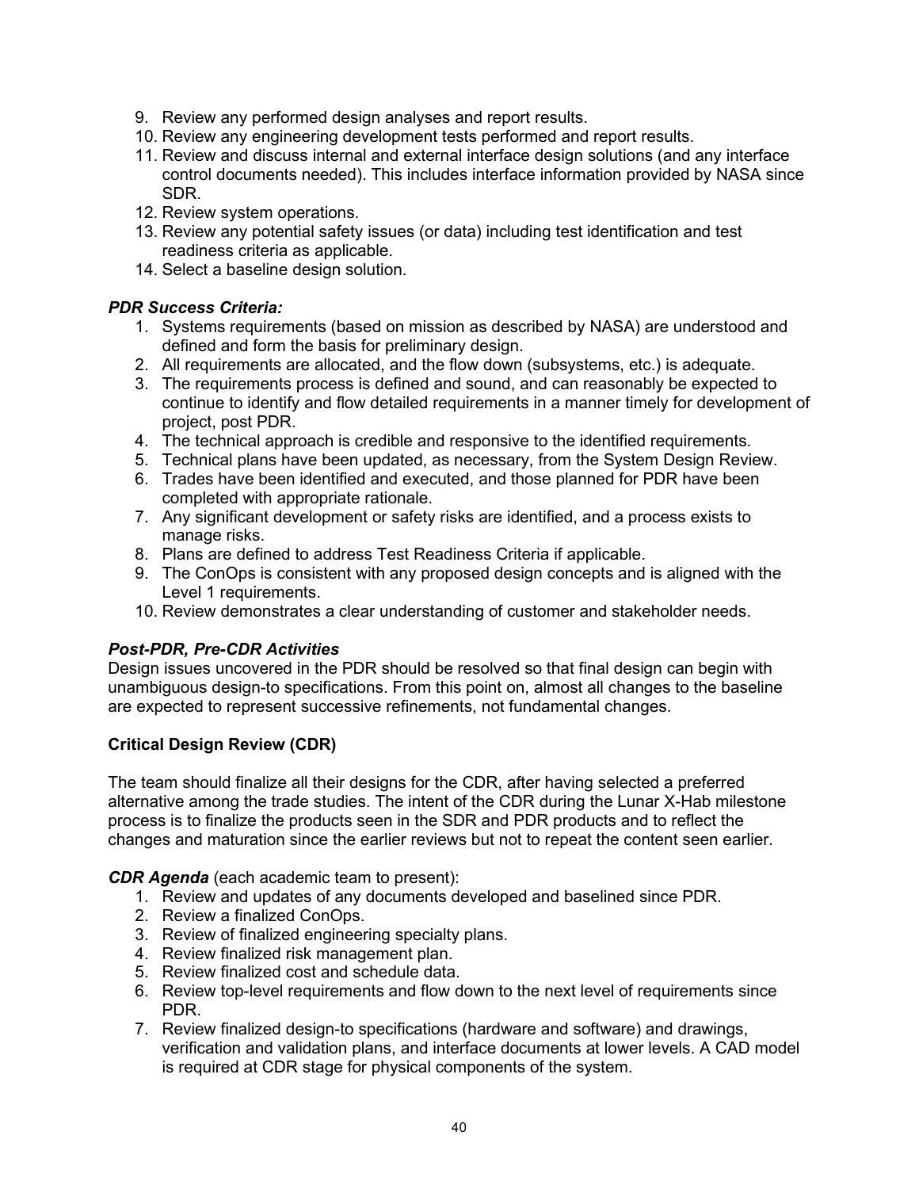9. Review any performed design analyses and report results.
10. Review any engineering development tests performed and report results.
11. Review and discuss internal and external interface design solutions (and any interface control documents needed). This includes interface information provided by NASA since SDR.
12. Review system operations.
13. Review any potential safety issues (or data) including test identification and test readiness criteria as applicable.
14. Select a baseline design solution.

***PDR Success Criteria:***

1. Systems requirements (based on mission as described by NASA) are understood and defined and form the basis for preliminary design.
2. All requirements are allocated, and the flow down (subsystems, etc.) is adequate.
3. The requirements process is defined and sound, and can reasonably be expected to continue to identify and flow detailed requirements in a manner timely for development of project, post PDR.
4. The technical approach is credible and responsive to the identified requirements.
5. Technical plans have been updated, as necessary, from the System Design Review.
6. Trades have been identified and executed, and those planned for PDR have been completed with appropriate rationale.
7. Any significant development or safety risks are identified, and a process exists to manage risks.
8. Plans are defined to address Test Readiness Criteria if applicable.
9. The ConOps is consistent with any proposed design concepts and is aligned with the Level 1 requirements.
10. Review demonstrates a clear understanding of customer and stakeholder needs.

***Post-PDR, Pre-CDR Activities***

Design issues uncovered in the PDR should be resolved so that final design can begin with unambiguous design-to specifications. From this point on, almost all changes to the baseline are expected to represent successive refinements, not fundamental changes.

**Critical Design Review (CDR)**

The team should finalize all their designs for the CDR, after having selected a preferred alternative among the trade studies. The intent of the CDR during the Lunar X-Hab milestone process is to finalize the products seen in the SDR and PDR products and to reflect the changes and maturation since the earlier reviews but not to repeat the content seen earlier.

***CDR Agenda*** (each academic team to present):

1. Review and updates of any documents developed and baselined since PDR.
2. Review a finalized ConOps.
3. Review of finalized engineering specialty plans.
4. Review finalized risk management plan.
5. Review finalized cost and schedule data.
6. Review top-level requirements and flow down to the next level of requirements since PDR.
7. Review finalized design-to specifications (hardware and software) and drawings, verification and validation plans, and interface documents at lower levels. A CAD model is required at CDR stage for physical components of the system.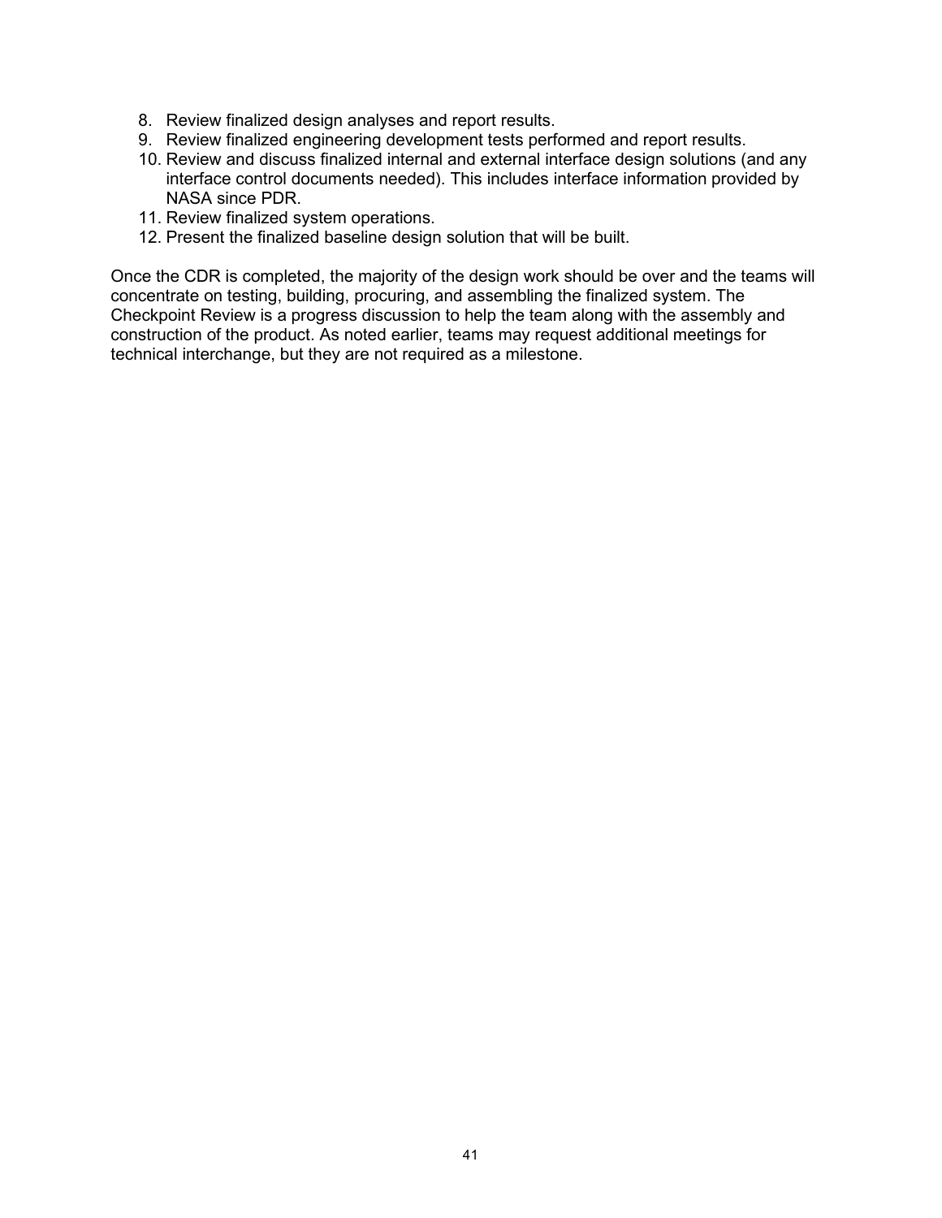8. Review finalized design analyses and report results.
9. Review finalized engineering development tests performed and report results.
10. Review and discuss finalized internal and external interface design solutions (and any interface control documents needed). This includes interface information provided by NASA since PDR.
11. Review finalized system operations.
12. Present the finalized baseline design solution that will be built.

Once the CDR is completed, the majority of the design work should be over and the teams will concentrate on testing, building, procuring, and assembling the finalized system. The Checkpoint Review is a progress discussion to help the team along with the assembly and construction of the product. As noted earlier, teams may request additional meetings for technical interchange, but they are not required as a milestone.